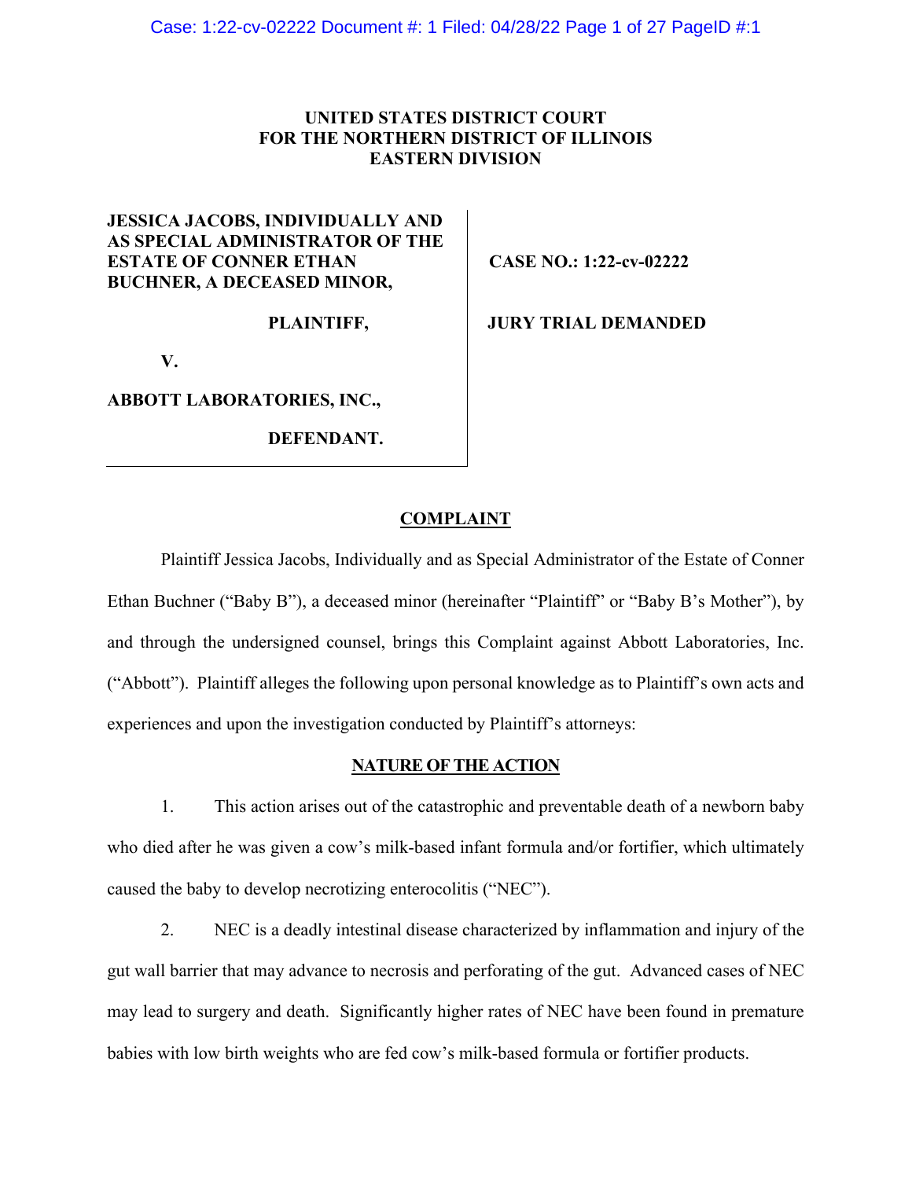**UNITED STATES DISTRICT COURT**
**FOR THE NORTHERN DISTRICT OF ILLINOIS**
**EASTERN DIVISION**

| | |
|---|---|
| **JESSICA JACOBS, INDIVIDUALLY AND AS SPECIAL ADMINISTRATOR OF THE ESTATE OF CONNER ETHAN BUCHNER, A DECEASED MINOR,** | **CASE NO.: 1:22-cv-02222** |
| **PLAINTIFF,** | **JURY TRIAL DEMANDED** |
| **V.** | |
| **ABBOTT LABORATORIES, INC.,** | |
| **DEFENDANT.** | |

## COMPLAINT

Plaintiff Jessica Jacobs, Individually and as Special Administrator of the Estate of Conner Ethan Buchner ("Baby B"), a deceased minor (hereinafter "Plaintiff" or "Baby B's Mother"), by and through the undersigned counsel, brings this Complaint against Abbott Laboratories, Inc. ("Abbott"). Plaintiff alleges the following upon personal knowledge as to Plaintiff's own acts and experiences and upon the investigation conducted by Plaintiff's attorneys:

## NATURE OF THE ACTION

1. This action arises out of the catastrophic and preventable death of a newborn baby who died after he was given a cow's milk-based infant formula and/or fortifier, which ultimately caused the baby to develop necrotizing enterocolitis ("NEC").

2. NEC is a deadly intestinal disease characterized by inflammation and injury of the gut wall barrier that may advance to necrosis and perforating of the gut. Advanced cases of NEC may lead to surgery and death. Significantly higher rates of NEC have been found in premature babies with low birth weights who are fed cow's milk-based formula or fortifier products.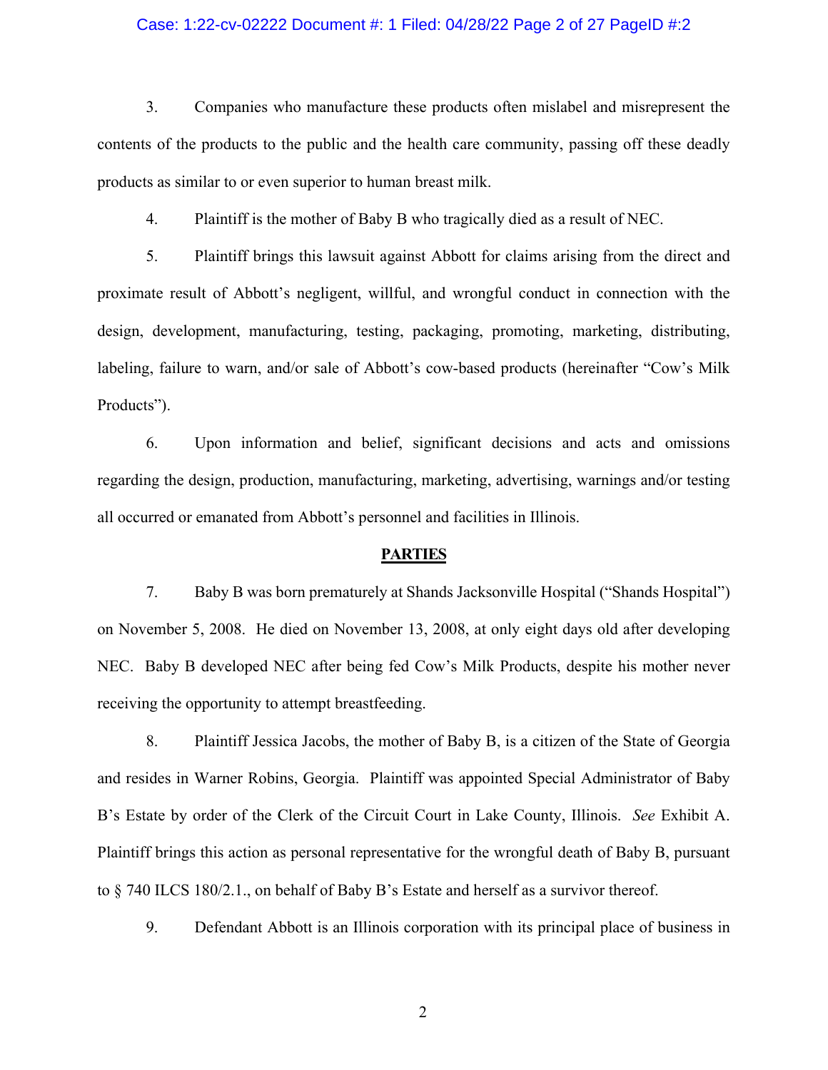3. Companies who manufacture these products often mislabel and misrepresent the contents of the products to the public and the health care community, passing off these deadly products as similar to or even superior to human breast milk.

4. Plaintiff is the mother of Baby B who tragically died as a result of NEC.

5. Plaintiff brings this lawsuit against Abbott for claims arising from the direct and proximate result of Abbott's negligent, willful, and wrongful conduct in connection with the design, development, manufacturing, testing, packaging, promoting, marketing, distributing, labeling, failure to warn, and/or sale of Abbott's cow-based products (hereinafter "Cow's Milk Products").

6. Upon information and belief, significant decisions and acts and omissions regarding the design, production, manufacturing, marketing, advertising, warnings and/or testing all occurred or emanated from Abbott's personnel and facilities in Illinois.

## PARTIES

7. Baby B was born prematurely at Shands Jacksonville Hospital ("Shands Hospital") on November 5, 2008. He died on November 13, 2008, at only eight days old after developing NEC. Baby B developed NEC after being fed Cow's Milk Products, despite his mother never receiving the opportunity to attempt breastfeeding.

8. Plaintiff Jessica Jacobs, the mother of Baby B, is a citizen of the State of Georgia and resides in Warner Robins, Georgia. Plaintiff was appointed Special Administrator of Baby B's Estate by order of the Clerk of the Circuit Court in Lake County, Illinois. *See* Exhibit A. Plaintiff brings this action as personal representative for the wrongful death of Baby B, pursuant to § 740 ILCS 180/2.1., on behalf of Baby B's Estate and herself as a survivor thereof.

9. Defendant Abbott is an Illinois corporation with its principal place of business in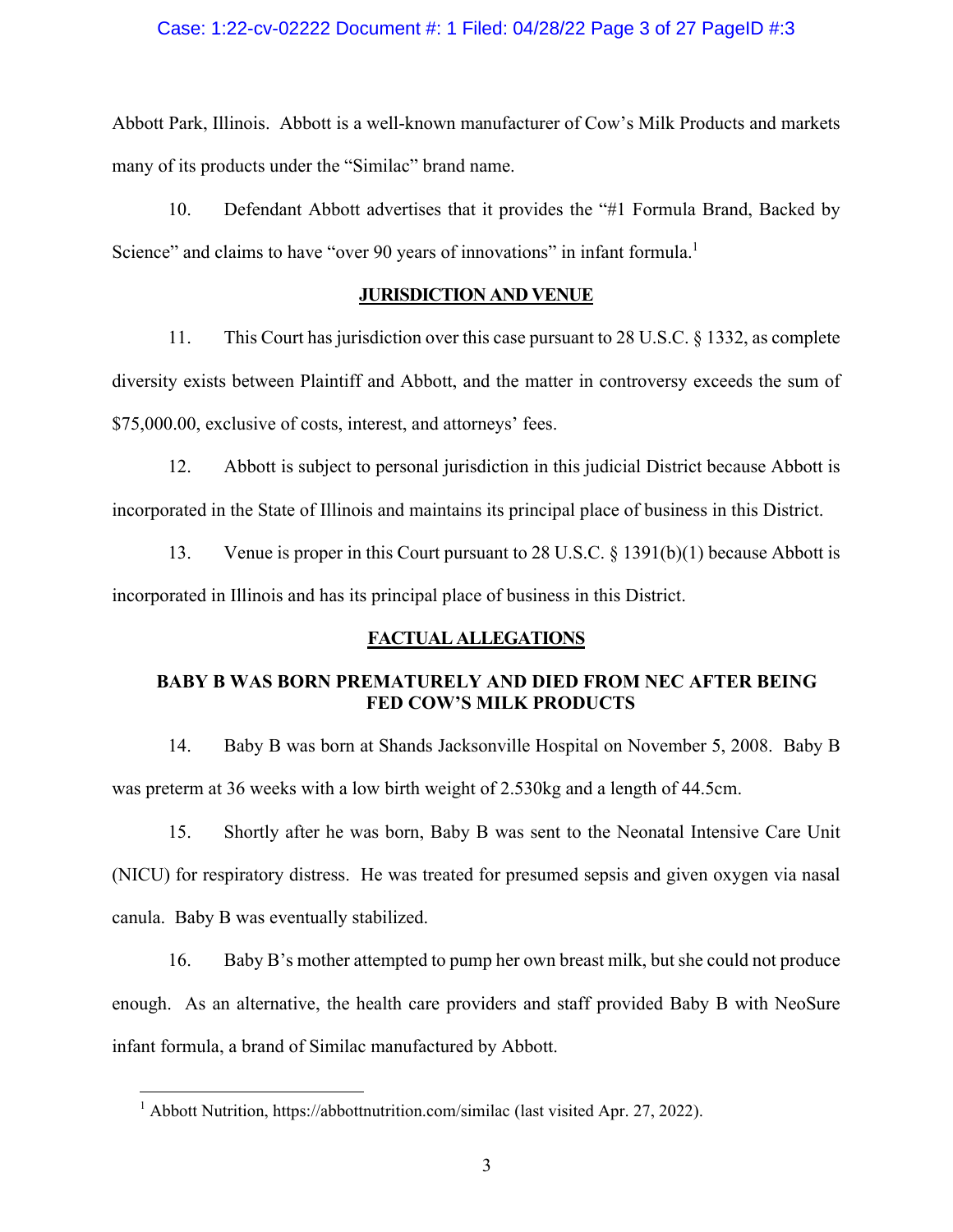Abbott Park, Illinois. Abbott is a well-known manufacturer of Cow's Milk Products and markets many of its products under the "Similac" brand name.

10. Defendant Abbott advertises that it provides the "#1 Formula Brand, Backed by Science" and claims to have "over 90 years of innovations" in infant formula.[1]

## JURISDICTION AND VENUE

11. This Court has jurisdiction over this case pursuant to 28 U.S.C. § 1332, as complete diversity exists between Plaintiff and Abbott, and the matter in controversy exceeds the sum of $75,000.00, exclusive of costs, interest, and attorneys' fees.

12. Abbott is subject to personal jurisdiction in this judicial District because Abbott is incorporated in the State of Illinois and maintains its principal place of business in this District.

13. Venue is proper in this Court pursuant to 28 U.S.C. § 1391(b)(1) because Abbott is incorporated in Illinois and has its principal place of business in this District.

## FACTUAL ALLEGATIONS

### BABY B WAS BORN PREMATURELY AND DIED FROM NEC AFTER BEING FED COW'S MILK PRODUCTS

14. Baby B was born at Shands Jacksonville Hospital on November 5, 2008. Baby B was preterm at 36 weeks with a low birth weight of 2.530kg and a length of 44.5cm.

15. Shortly after he was born, Baby B was sent to the Neonatal Intensive Care Unit (NICU) for respiratory distress. He was treated for presumed sepsis and given oxygen via nasal canula. Baby B was eventually stabilized.

16. Baby B's mother attempted to pump her own breast milk, but she could not produce enough. As an alternative, the health care providers and staff provided Baby B with NeoSure infant formula, a brand of Similac manufactured by Abbott.

---

[1] Abbott Nutrition, https://abbottnutrition.com/similac (last visited Apr. 27, 2022).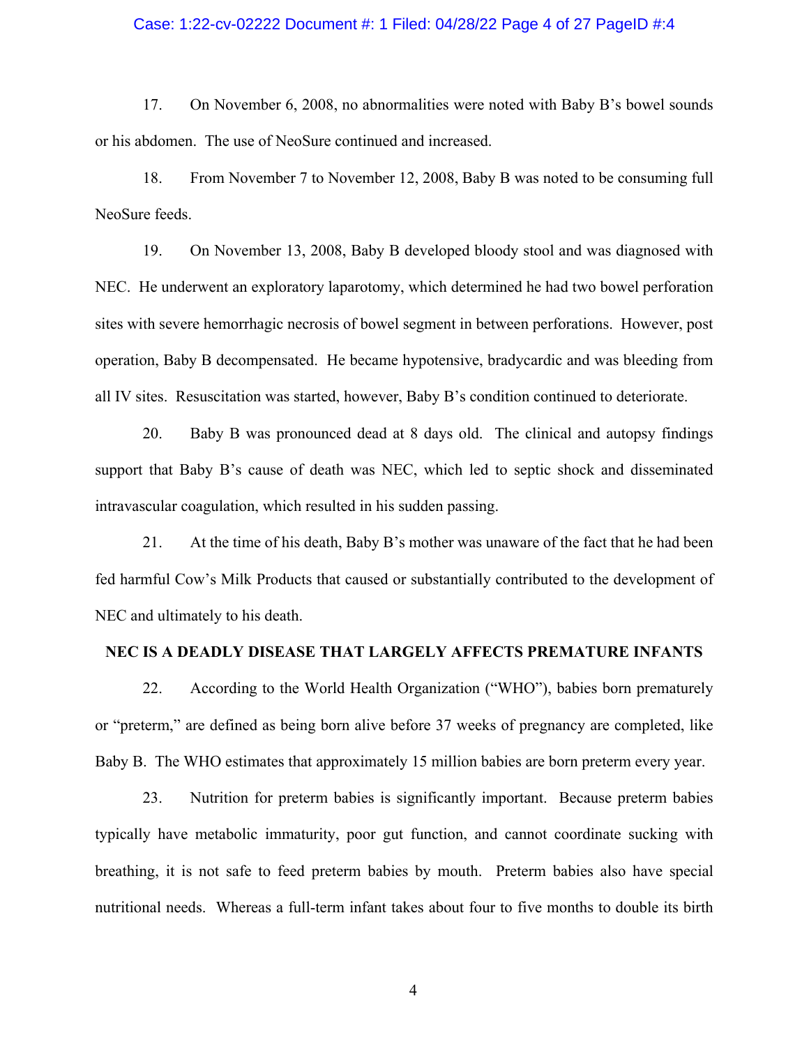17. On November 6, 2008, no abnormalities were noted with Baby B's bowel sounds or his abdomen. The use of NeoSure continued and increased.

18. From November 7 to November 12, 2008, Baby B was noted to be consuming full NeoSure feeds.

19. On November 13, 2008, Baby B developed bloody stool and was diagnosed with NEC. He underwent an exploratory laparotomy, which determined he had two bowel perforation sites with severe hemorrhagic necrosis of bowel segment in between perforations. However, post operation, Baby B decompensated. He became hypotensive, bradycardic and was bleeding from all IV sites. Resuscitation was started, however, Baby B's condition continued to deteriorate.

20. Baby B was pronounced dead at 8 days old. The clinical and autopsy findings support that Baby B's cause of death was NEC, which led to septic shock and disseminated intravascular coagulation, which resulted in his sudden passing.

21. At the time of his death, Baby B's mother was unaware of the fact that he had been fed harmful Cow's Milk Products that caused or substantially contributed to the development of NEC and ultimately to his death.

## NEC IS A DEADLY DISEASE THAT LARGELY AFFECTS PREMATURE INFANTS

22. According to the World Health Organization ("WHO"), babies born prematurely or "preterm," are defined as being born alive before 37 weeks of pregnancy are completed, like Baby B. The WHO estimates that approximately 15 million babies are born preterm every year.

23. Nutrition for preterm babies is significantly important. Because preterm babies typically have metabolic immaturity, poor gut function, and cannot coordinate sucking with breathing, it is not safe to feed preterm babies by mouth. Preterm babies also have special nutritional needs. Whereas a full-term infant takes about four to five months to double its birth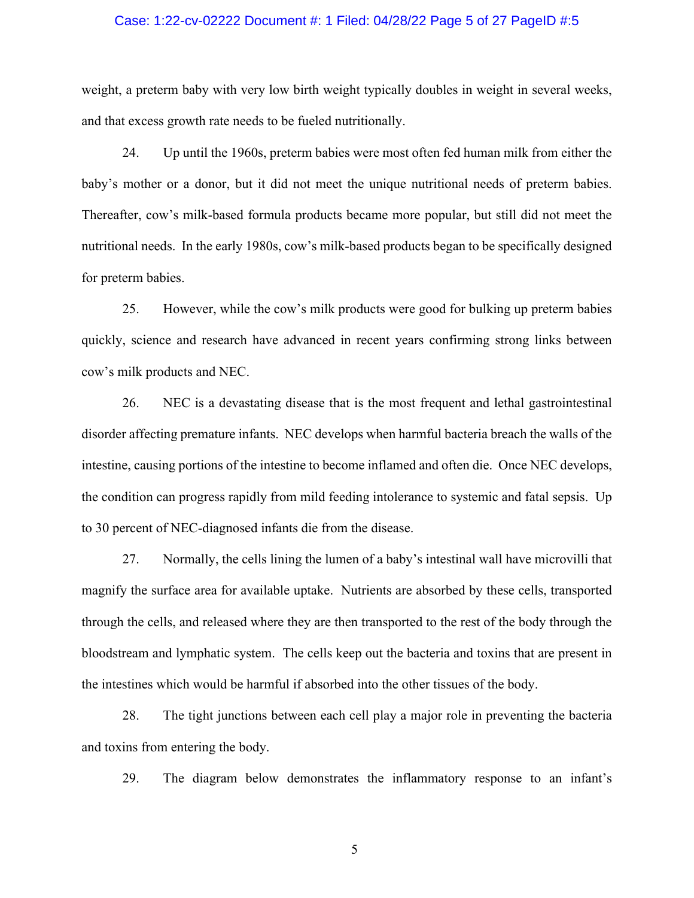weight, a preterm baby with very low birth weight typically doubles in weight in several weeks, and that excess growth rate needs to be fueled nutritionally.

24. Up until the 1960s, preterm babies were most often fed human milk from either the baby's mother or a donor, but it did not meet the unique nutritional needs of preterm babies. Thereafter, cow's milk-based formula products became more popular, but still did not meet the nutritional needs. In the early 1980s, cow's milk-based products began to be specifically designed for preterm babies.

25. However, while the cow's milk products were good for bulking up preterm babies quickly, science and research have advanced in recent years confirming strong links between cow's milk products and NEC.

26. NEC is a devastating disease that is the most frequent and lethal gastrointestinal disorder affecting premature infants. NEC develops when harmful bacteria breach the walls of the intestine, causing portions of the intestine to become inflamed and often die. Once NEC develops, the condition can progress rapidly from mild feeding intolerance to systemic and fatal sepsis. Up to 30 percent of NEC-diagnosed infants die from the disease.

27. Normally, the cells lining the lumen of a baby's intestinal wall have microvilli that magnify the surface area for available uptake. Nutrients are absorbed by these cells, transported through the cells, and released where they are then transported to the rest of the body through the bloodstream and lymphatic system. The cells keep out the bacteria and toxins that are present in the intestines which would be harmful if absorbed into the other tissues of the body.

28. The tight junctions between each cell play a major role in preventing the bacteria and toxins from entering the body.

29. The diagram below demonstrates the inflammatory response to an infant's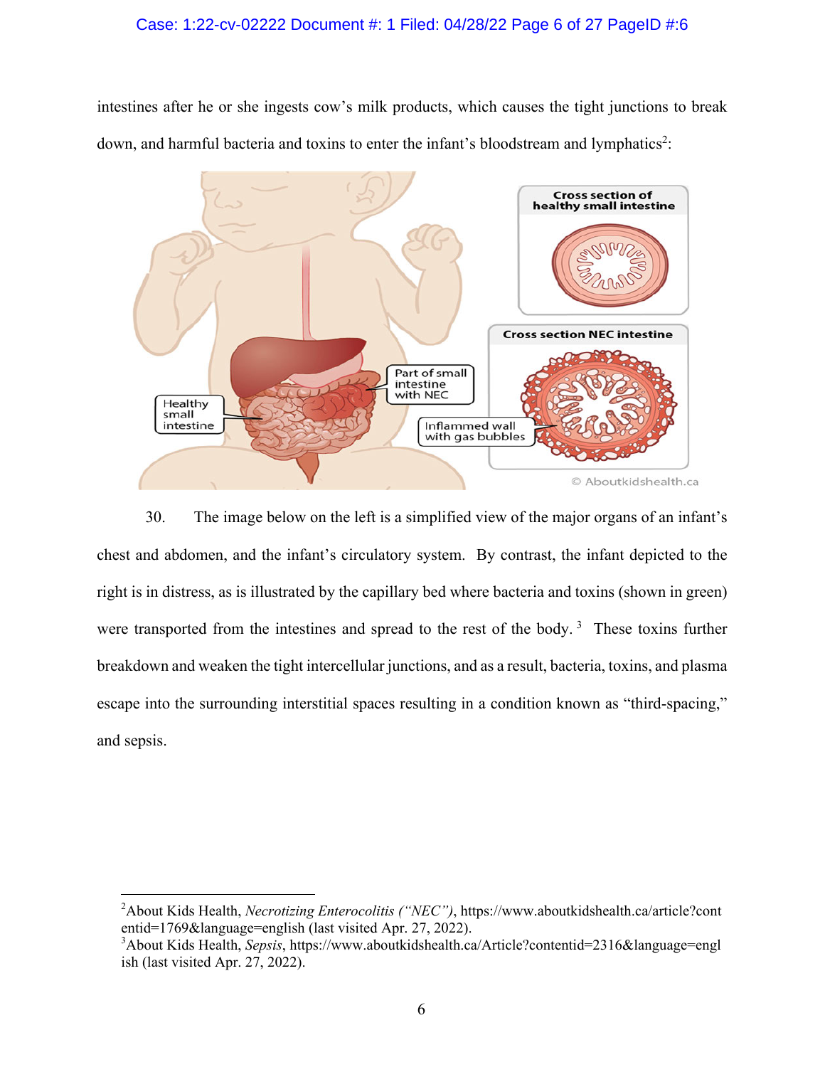intestines after he or she ingests cow's milk products, which causes the tight junctions to break down, and harmful bacteria and toxins to enter the infant's bloodstream and lymphatics[2]:

30. The image below on the left is a simplified view of the major organs of an infant's chest and abdomen, and the infant's circulatory system. By contrast, the infant depicted to the right is in distress, as is illustrated by the capillary bed where bacteria and toxins (shown in green) were transported from the intestines and spread to the rest of the body.[3] These toxins further breakdown and weaken the tight intercellular junctions, and as a result, bacteria, toxins, and plasma escape into the surrounding interstitial spaces resulting in a condition known as "third-spacing," and sepsis.

---

[2] About Kids Health, *Necrotizing Enterocolitis ("NEC")*, https://www.aboutkidshealth.ca/article?contentid=1769&language=english (last visited Apr. 27, 2022).

[3] About Kids Health, *Sepsis*, https://www.aboutkidshealth.ca/Article?contentid=2316&language=english (last visited Apr. 27, 2022).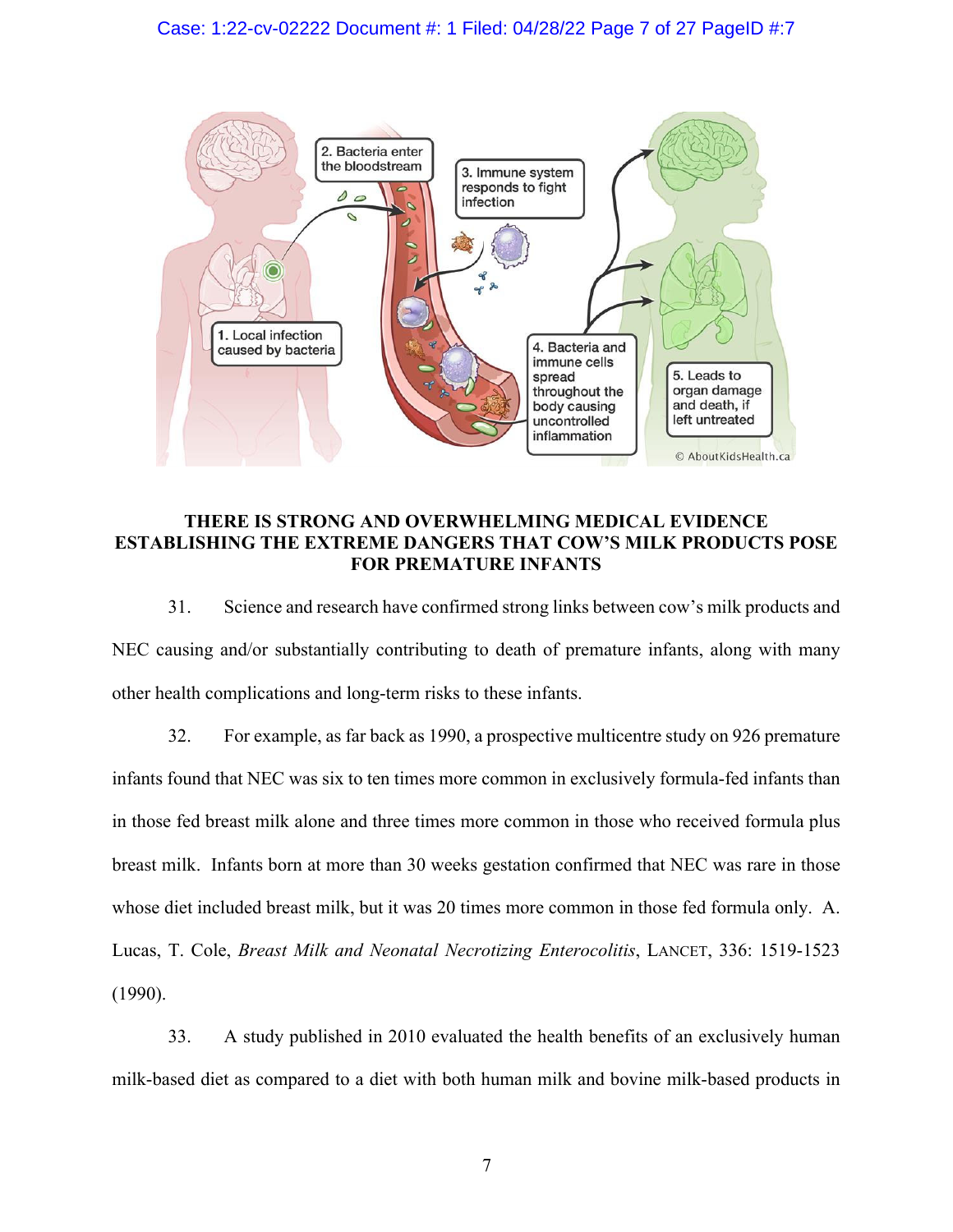1. Local infection caused by bacteria

2. Bacteria enter the bloodstream

3. Immune system responds to fight infection

4. Bacteria and immune cells spread throughout the body causing uncontrolled inflammation

5. Leads to organ damage and death, if left untreated

© AboutKidsHealth.ca

## THERE IS STRONG AND OVERWHELMING MEDICAL EVIDENCE ESTABLISHING THE EXTREME DANGERS THAT COW'S MILK PRODUCTS POSE FOR PREMATURE INFANTS

31. Science and research have confirmed strong links between cow's milk products and NEC causing and/or substantially contributing to death of premature infants, along with many other health complications and long-term risks to these infants.

32. For example, as far back as 1990, a prospective multicentre study on 926 premature infants found that NEC was six to ten times more common in exclusively formula-fed infants than in those fed breast milk alone and three times more common in those who received formula plus breast milk. Infants born at more than 30 weeks gestation confirmed that NEC was rare in those whose diet included breast milk, but it was 20 times more common in those fed formula only. A. Lucas, T. Cole, *Breast Milk and Neonatal Necrotizing Enterocolitis*, LANCET, 336: 1519-1523 (1990).

33. A study published in 2010 evaluated the health benefits of an exclusively human milk-based diet as compared to a diet with both human milk and bovine milk-based products in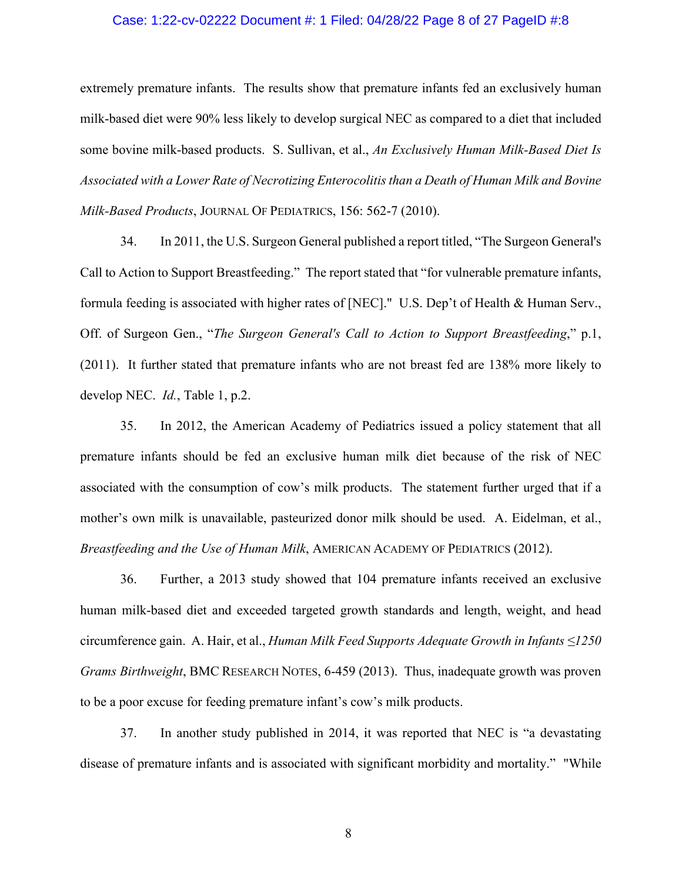extremely premature infants. The results show that premature infants fed an exclusively human milk-based diet were 90% less likely to develop surgical NEC as compared to a diet that included some bovine milk-based products. S. Sullivan, et al., *An Exclusively Human Milk-Based Diet Is Associated with a Lower Rate of Necrotizing Enterocolitis than a Death of Human Milk and Bovine Milk-Based Products*, JOURNAL OF PEDIATRICS, 156: 562-7 (2010).

34. In 2011, the U.S. Surgeon General published a report titled, "The Surgeon General's Call to Action to Support Breastfeeding." The report stated that "for vulnerable premature infants, formula feeding is associated with higher rates of [NEC]." U.S. Dep't of Health & Human Serv., Off. of Surgeon Gen., "*The Surgeon General's Call to Action to Support Breastfeeding*," p.1, (2011). It further stated that premature infants who are not breast fed are 138% more likely to develop NEC. *Id.*, Table 1, p.2.

35. In 2012, the American Academy of Pediatrics issued a policy statement that all premature infants should be fed an exclusive human milk diet because of the risk of NEC associated with the consumption of cow's milk products. The statement further urged that if a mother's own milk is unavailable, pasteurized donor milk should be used. A. Eidelman, et al., *Breastfeeding and the Use of Human Milk*, AMERICAN ACADEMY OF PEDIATRICS (2012).

36. Further, a 2013 study showed that 104 premature infants received an exclusive human milk-based diet and exceeded targeted growth standards and length, weight, and head circumference gain. A. Hair, et al., *Human Milk Feed Supports Adequate Growth in Infants ≤1250 Grams Birthweight*, BMC RESEARCH NOTES, 6-459 (2013). Thus, inadequate growth was proven to be a poor excuse for feeding premature infant's cow's milk products.

37. In another study published in 2014, it was reported that NEC is "a devastating disease of premature infants and is associated with significant morbidity and mortality." "While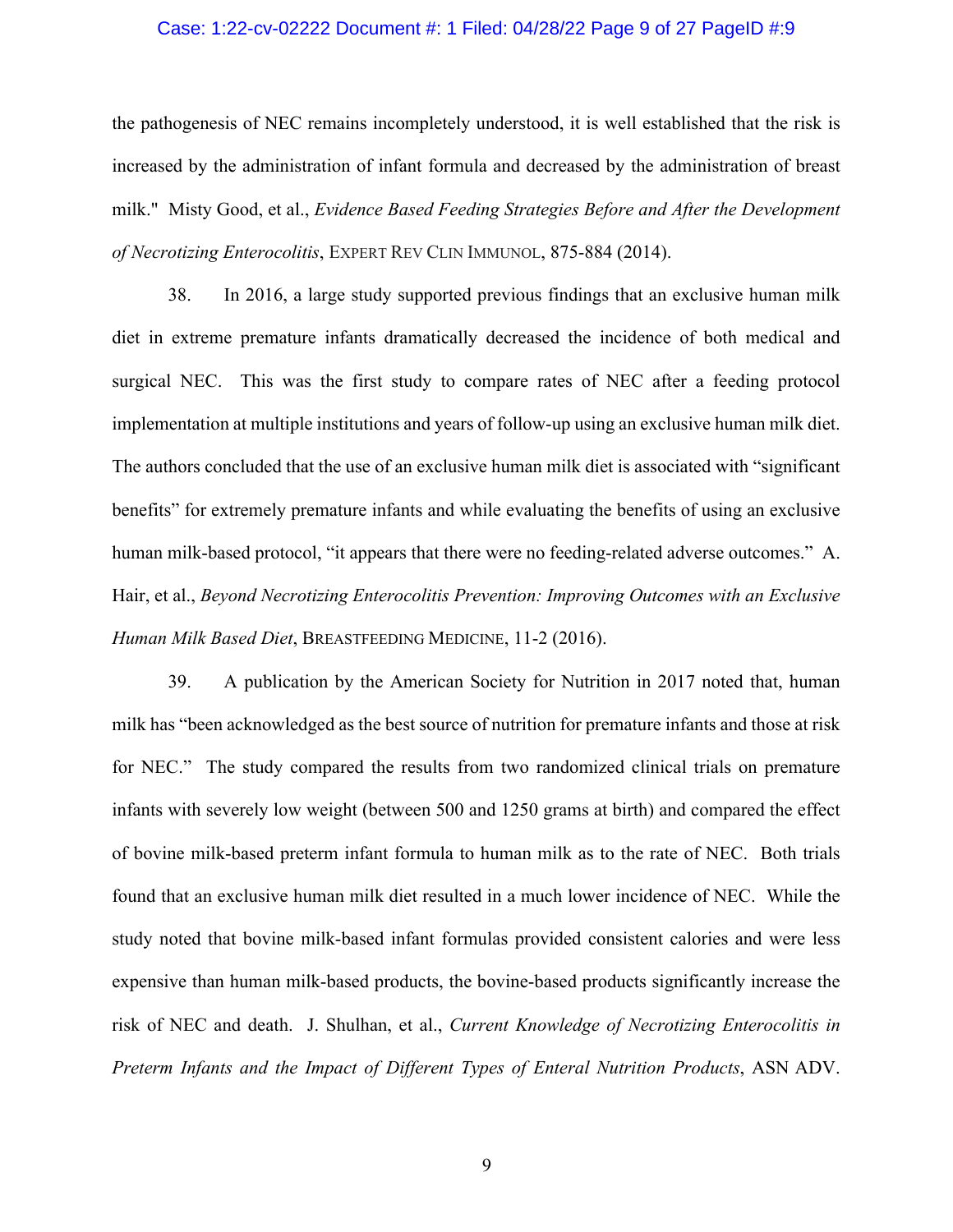the pathogenesis of NEC remains incompletely understood, it is well established that the risk is increased by the administration of infant formula and decreased by the administration of breast milk." Misty Good, et al., *Evidence Based Feeding Strategies Before and After the Development of Necrotizing Enterocolitis*, EXPERT REV CLIN IMMUNOL, 875-884 (2014).

38. In 2016, a large study supported previous findings that an exclusive human milk diet in extreme premature infants dramatically decreased the incidence of both medical and surgical NEC. This was the first study to compare rates of NEC after a feeding protocol implementation at multiple institutions and years of follow-up using an exclusive human milk diet. The authors concluded that the use of an exclusive human milk diet is associated with "significant benefits" for extremely premature infants and while evaluating the benefits of using an exclusive human milk-based protocol, "it appears that there were no feeding-related adverse outcomes." A. Hair, et al., *Beyond Necrotizing Enterocolitis Prevention: Improving Outcomes with an Exclusive Human Milk Based Diet*, BREASTFEEDING MEDICINE, 11-2 (2016).

39. A publication by the American Society for Nutrition in 2017 noted that, human milk has "been acknowledged as the best source of nutrition for premature infants and those at risk for NEC." The study compared the results from two randomized clinical trials on premature infants with severely low weight (between 500 and 1250 grams at birth) and compared the effect of bovine milk-based preterm infant formula to human milk as to the rate of NEC. Both trials found that an exclusive human milk diet resulted in a much lower incidence of NEC. While the study noted that bovine milk-based infant formulas provided consistent calories and were less expensive than human milk-based products, the bovine-based products significantly increase the risk of NEC and death. J. Shulhan, et al., *Current Knowledge of Necrotizing Enterocolitis in Preterm Infants and the Impact of Different Types of Enteral Nutrition Products*, ASN ADV.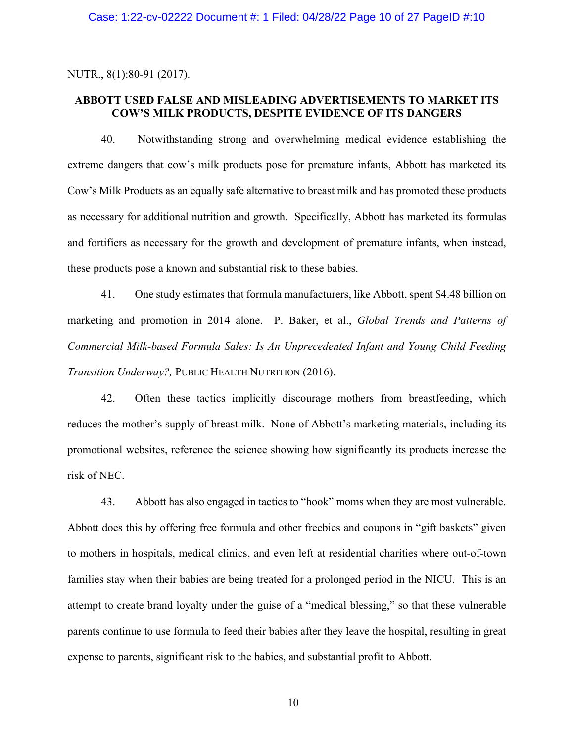NUTR., 8(1):80-91 (2017).

## ABBOTT USED FALSE AND MISLEADING ADVERTISEMENTS TO MARKET ITS COW'S MILK PRODUCTS, DESPITE EVIDENCE OF ITS DANGERS

40. Notwithstanding strong and overwhelming medical evidence establishing the extreme dangers that cow's milk products pose for premature infants, Abbott has marketed its Cow's Milk Products as an equally safe alternative to breast milk and has promoted these products as necessary for additional nutrition and growth. Specifically, Abbott has marketed its formulas and fortifiers as necessary for the growth and development of premature infants, when instead, these products pose a known and substantial risk to these babies.

41. One study estimates that formula manufacturers, like Abbott, spent $4.48 billion on marketing and promotion in 2014 alone. P. Baker, et al., *Global Trends and Patterns of Commercial Milk-based Formula Sales: Is An Unprecedented Infant and Young Child Feeding Transition Underway?,* PUBLIC HEALTH NUTRITION (2016).

42. Often these tactics implicitly discourage mothers from breastfeeding, which reduces the mother's supply of breast milk. None of Abbott's marketing materials, including its promotional websites, reference the science showing how significantly its products increase the risk of NEC.

43. Abbott has also engaged in tactics to "hook" moms when they are most vulnerable. Abbott does this by offering free formula and other freebies and coupons in "gift baskets" given to mothers in hospitals, medical clinics, and even left at residential charities where out-of-town families stay when their babies are being treated for a prolonged period in the NICU. This is an attempt to create brand loyalty under the guise of a "medical blessing," so that these vulnerable parents continue to use formula to feed their babies after they leave the hospital, resulting in great expense to parents, significant risk to the babies, and substantial profit to Abbott.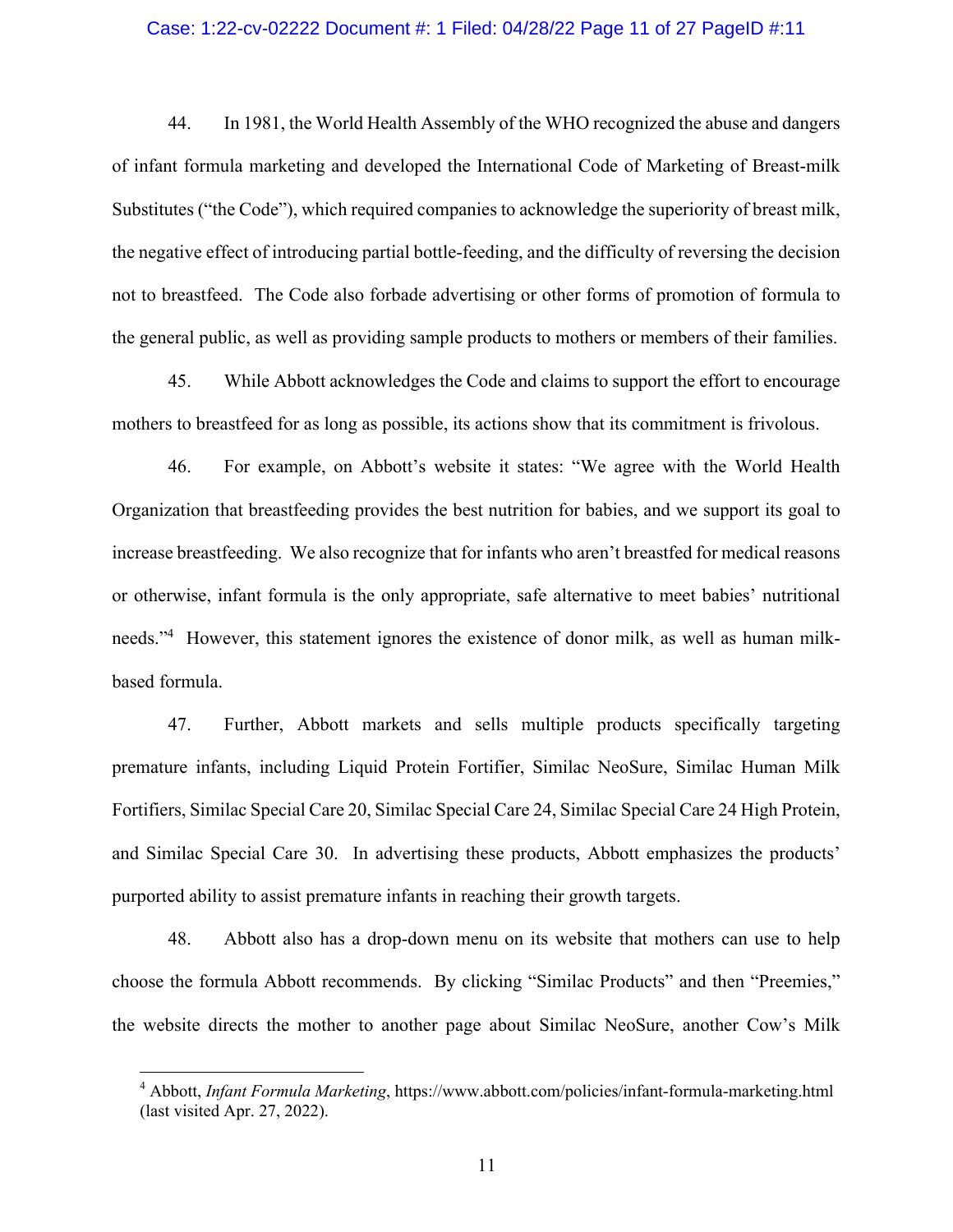44. In 1981, the World Health Assembly of the WHO recognized the abuse and dangers of infant formula marketing and developed the International Code of Marketing of Breast-milk Substitutes ("the Code"), which required companies to acknowledge the superiority of breast milk, the negative effect of introducing partial bottle-feeding, and the difficulty of reversing the decision not to breastfeed. The Code also forbade advertising or other forms of promotion of formula to the general public, as well as providing sample products to mothers or members of their families.

45. While Abbott acknowledges the Code and claims to support the effort to encourage mothers to breastfeed for as long as possible, its actions show that its commitment is frivolous.

46. For example, on Abbott's website it states: "We agree with the World Health Organization that breastfeeding provides the best nutrition for babies, and we support its goal to increase breastfeeding. We also recognize that for infants who aren't breastfed for medical reasons or otherwise, infant formula is the only appropriate, safe alternative to meet babies' nutritional needs."[4] However, this statement ignores the existence of donor milk, as well as human milk-based formula.

47. Further, Abbott markets and sells multiple products specifically targeting premature infants, including Liquid Protein Fortifier, Similac NeoSure, Similac Human Milk Fortifiers, Similac Special Care 20, Similac Special Care 24, Similac Special Care 24 High Protein, and Similac Special Care 30. In advertising these products, Abbott emphasizes the products' purported ability to assist premature infants in reaching their growth targets.

48. Abbott also has a drop-down menu on its website that mothers can use to help choose the formula Abbott recommends. By clicking "Similac Products" and then "Preemies," the website directs the mother to another page about Similac NeoSure, another Cow's Milk

---

[4] Abbott, *Infant Formula Marketing*, https://www.abbott.com/policies/infant-formula-marketing.html (last visited Apr. 27, 2022).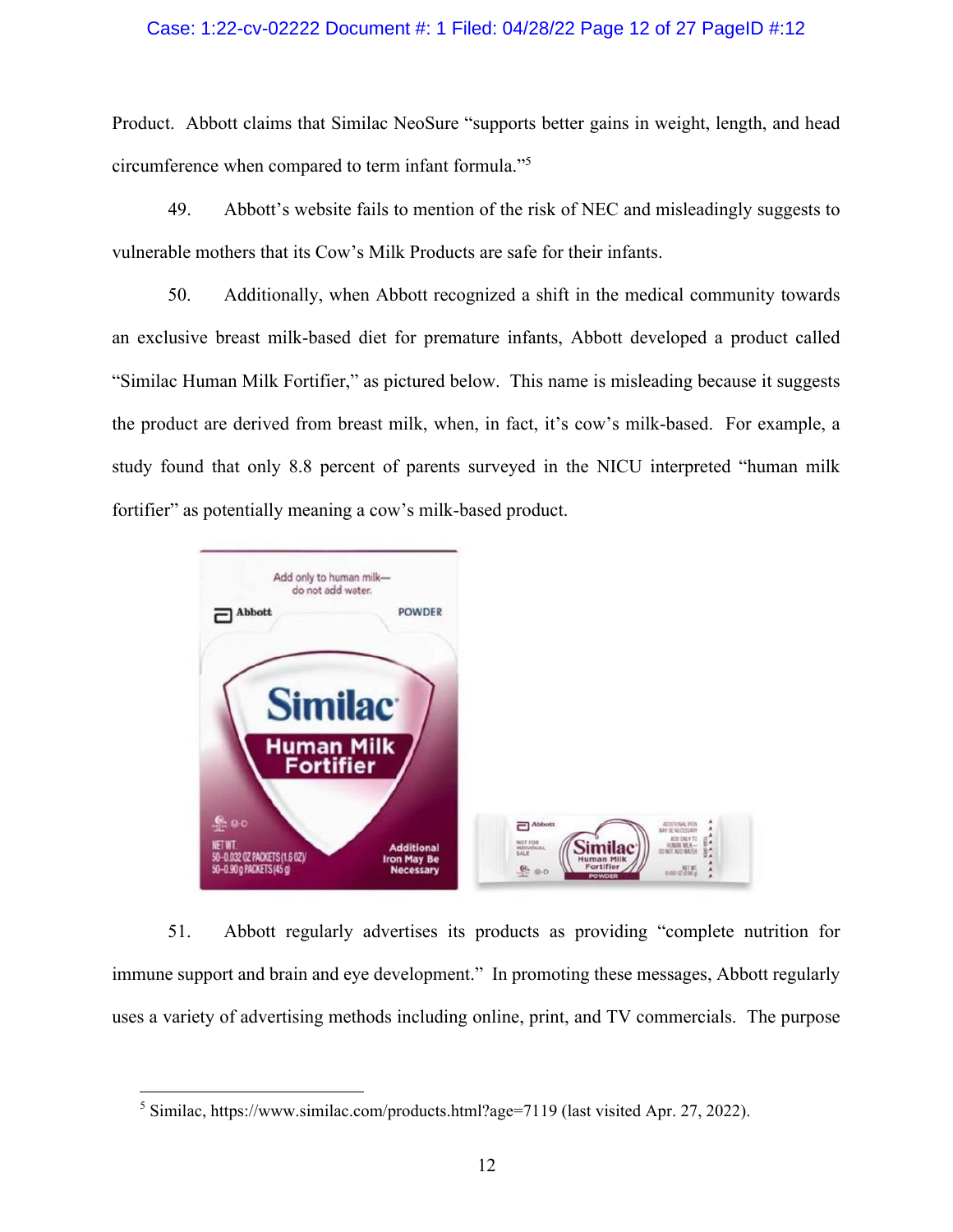Product. Abbott claims that Similac NeoSure "supports better gains in weight, length, and head circumference when compared to term infant formula."[5]

49. Abbott's website fails to mention of the risk of NEC and misleadingly suggests to vulnerable mothers that its Cow's Milk Products are safe for their infants.

50. Additionally, when Abbott recognized a shift in the medical community towards an exclusive breast milk-based diet for premature infants, Abbott developed a product called "Similac Human Milk Fortifier," as pictured below. This name is misleading because it suggests the product are derived from breast milk, when, in fact, it's cow's milk-based. For example, a study found that only 8.8 percent of parents surveyed in the NICU interpreted "human milk fortifier" as potentially meaning a cow's milk-based product.

51. Abbott regularly advertises its products as providing "complete nutrition for immune support and brain and eye development." In promoting these messages, Abbott regularly uses a variety of advertising methods including online, print, and TV commercials. The purpose

---

[5] Similac, https://www.similac.com/products.html?age=7119 (last visited Apr. 27, 2022).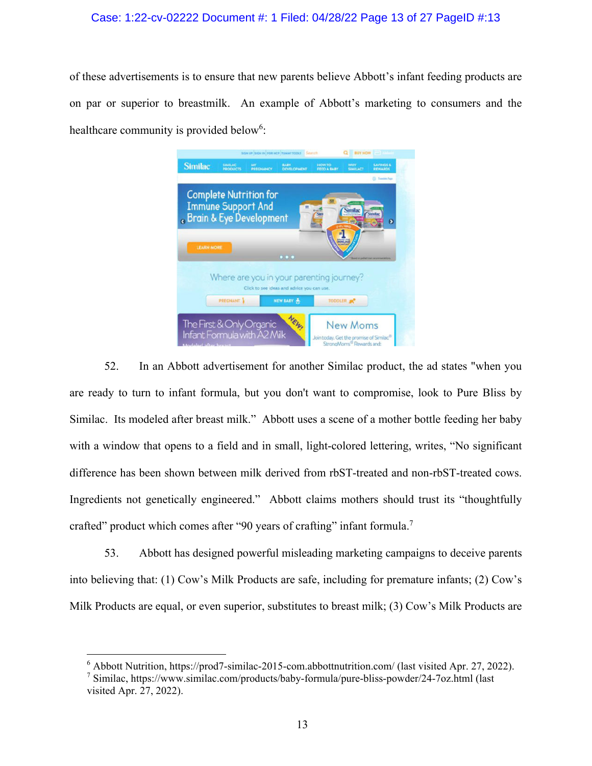of these advertisements is to ensure that new parents believe Abbott's infant feeding products are on par or superior to breastmilk. An example of Abbott's marketing to consumers and the healthcare community is provided below[6]:

52. In an Abbott advertisement for another Similac product, the ad states "when you are ready to turn to infant formula, but you don't want to compromise, look to Pure Bliss by Similac. Its modeled after breast milk." Abbott uses a scene of a mother bottle feeding her baby with a window that opens to a field and in small, light-colored lettering, writes, "No significant difference has been shown between milk derived from rbST-treated and non-rbST-treated cows. Ingredients not genetically engineered." Abbott claims mothers should trust its "thoughtfully crafted" product which comes after "90 years of crafting" infant formula.[7]

53. Abbott has designed powerful misleading marketing campaigns to deceive parents into believing that: (1) Cow's Milk Products are safe, including for premature infants; (2) Cow's Milk Products are equal, or even superior, substitutes to breast milk; (3) Cow's Milk Products are

---

[6] Abbott Nutrition, https://prod7-similac-2015-com.abbottnutrition.com/ (last visited Apr. 27, 2022).

[7] Similac, https://www.similac.com/products/baby-formula/pure-bliss-powder/24-7oz.html (last visited Apr. 27, 2022).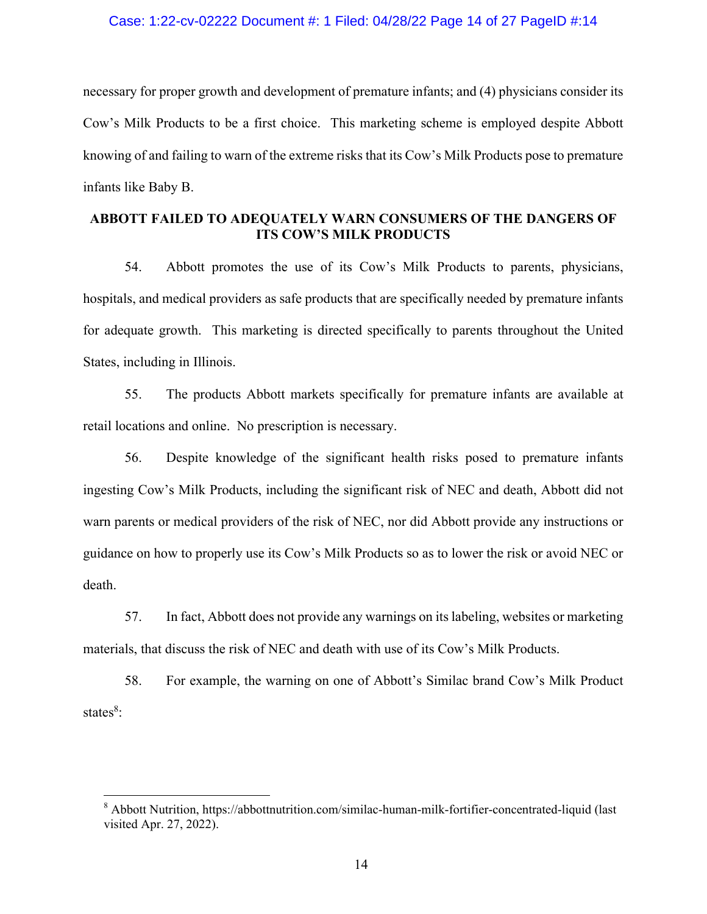necessary for proper growth and development of premature infants; and (4) physicians consider its Cow's Milk Products to be a first choice. This marketing scheme is employed despite Abbott knowing of and failing to warn of the extreme risks that its Cow's Milk Products pose to premature infants like Baby B.

## ABBOTT FAILED TO ADEQUATELY WARN CONSUMERS OF THE DANGERS OF ITS COW'S MILK PRODUCTS

54. Abbott promotes the use of its Cow's Milk Products to parents, physicians, hospitals, and medical providers as safe products that are specifically needed by premature infants for adequate growth. This marketing is directed specifically to parents throughout the United States, including in Illinois.

55. The products Abbott markets specifically for premature infants are available at retail locations and online. No prescription is necessary.

56. Despite knowledge of the significant health risks posed to premature infants ingesting Cow's Milk Products, including the significant risk of NEC and death, Abbott did not warn parents or medical providers of the risk of NEC, nor did Abbott provide any instructions or guidance on how to properly use its Cow's Milk Products so as to lower the risk or avoid NEC or death.

57. In fact, Abbott does not provide any warnings on its labeling, websites or marketing materials, that discuss the risk of NEC and death with use of its Cow's Milk Products.

58. For example, the warning on one of Abbott's Similac brand Cow's Milk Product states[8]:

---

[8] Abbott Nutrition, https://abbottnutrition.com/similac-human-milk-fortifier-concentrated-liquid (last visited Apr. 27, 2022).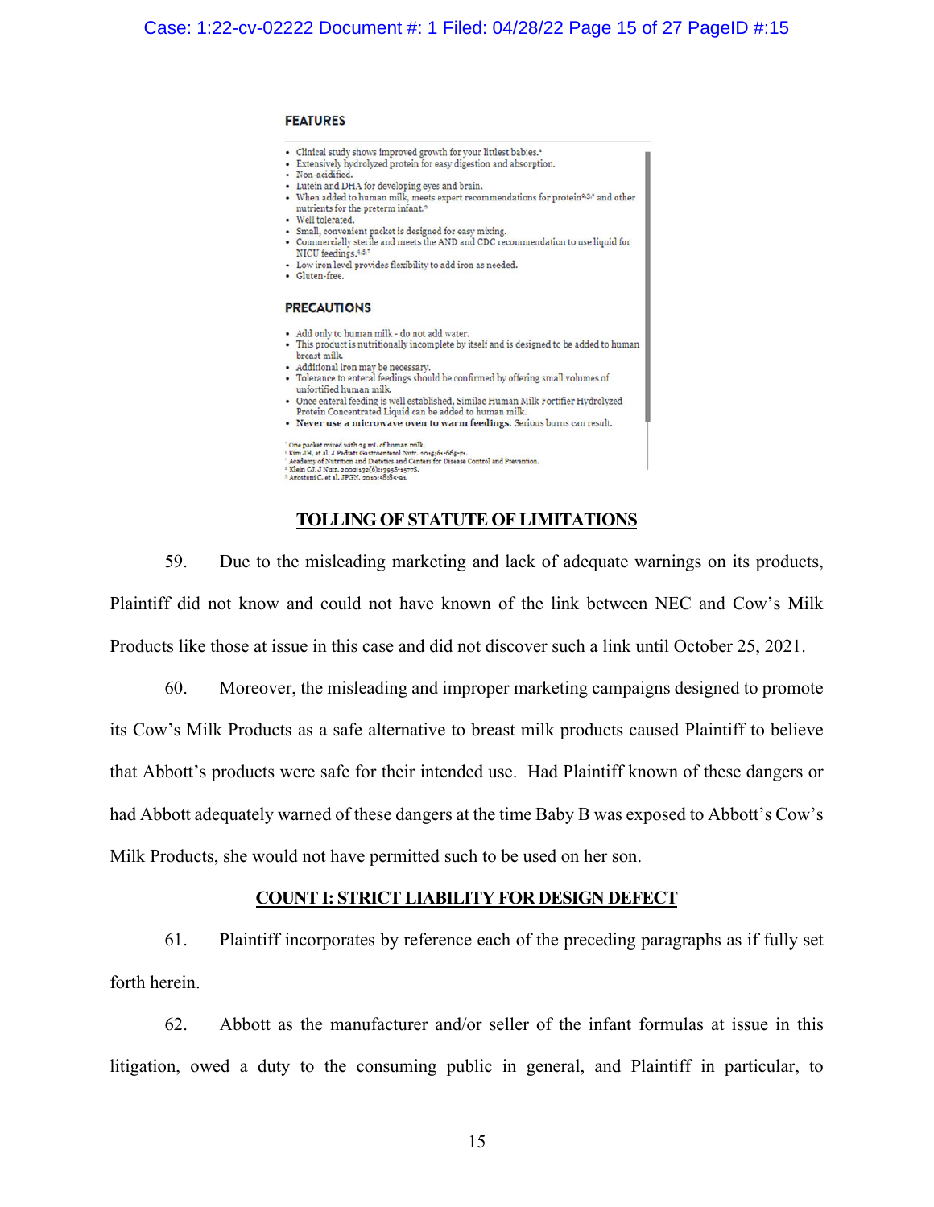**FEATURES**

- Clinical study shows improved growth for your littlest babies.[a]
- Extensively hydrolyzed protein for easy digestion and absorption.
- Non-acidified.
- Lutein and DHA for developing eyes and brain.
- When added to human milk, meets expert recommendations for protein[2,3,a] and other nutrients for the preterm infant.[a]
- Well tolerated.
- Small, convenient packet is designed for easy mixing.
- Commercially sterile and meets the AND and CDC recommendation to use liquid for NICU feedings.[4,5,7]
- Low iron level provides flexibility to add iron as needed.
- Gluten-free.

**PRECAUTIONS**

- Add only to human milk - do not add water.
- This product is nutritionally incomplete by itself and is designed to be added to human breast milk.
- Additional iron may be necessary.
- Tolerance to enteral feedings should be confirmed by offering small volumes of unfortified human milk.
- Once enteral feeding is well established, Similac Human Milk Fortifier Hydrolyzed Protein Concentrated Liquid can be added to human milk.
- **Never use a microwave oven to warm feedings.** Serious burns can result.

[a] One packet mixed with 25 mL of human milk.
[1] Kim JH, et al. J Pediatr Gastroenterol Nutr. 2015;61:665-71.
[2] Academy of Nutrition and Dietetics and Centers for Disease Control and Prevention.
[3] Klein CJ. J Nutr. 2002;132(6):1395S-1577S.
[5] Agostoni C, et al. JPGN. 2010;50:85-91.

## TOLLING OF STATUTE OF LIMITATIONS

59. Due to the misleading marketing and lack of adequate warnings on its products, Plaintiff did not know and could not have known of the link between NEC and Cow's Milk Products like those at issue in this case and did not discover such a link until October 25, 2021.

60. Moreover, the misleading and improper marketing campaigns designed to promote its Cow's Milk Products as a safe alternative to breast milk products caused Plaintiff to believe that Abbott's products were safe for their intended use. Had Plaintiff known of these dangers or had Abbott adequately warned of these dangers at the time Baby B was exposed to Abbott's Cow's Milk Products, she would not have permitted such to be used on her son.

## COUNT I: STRICT LIABILITY FOR DESIGN DEFECT

61. Plaintiff incorporates by reference each of the preceding paragraphs as if fully set forth herein.

62. Abbott as the manufacturer and/or seller of the infant formulas at issue in this litigation, owed a duty to the consuming public in general, and Plaintiff in particular, to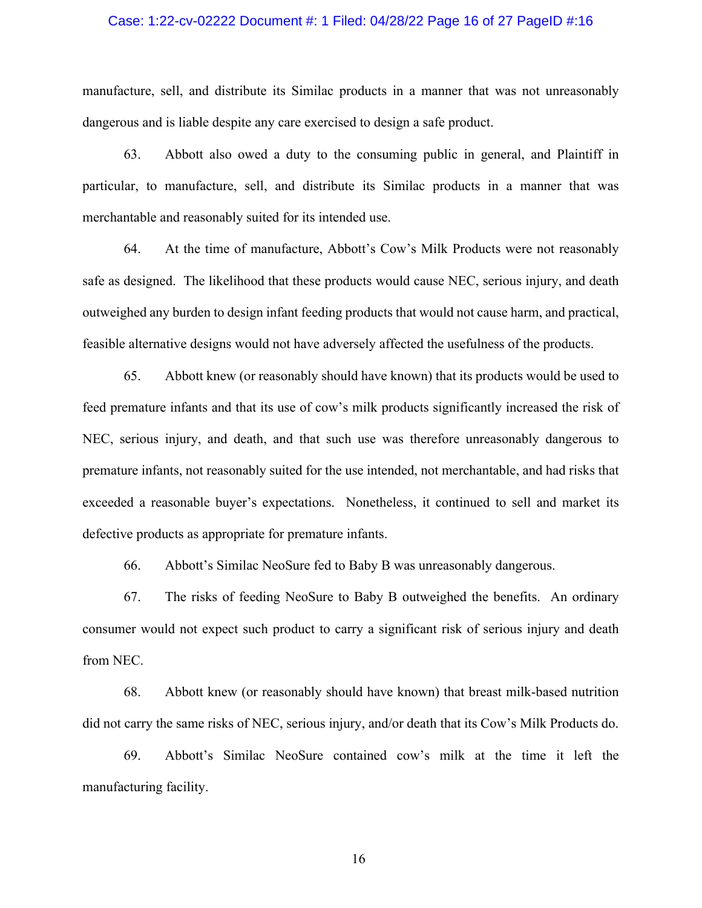manufacture, sell, and distribute its Similac products in a manner that was not unreasonably dangerous and is liable despite any care exercised to design a safe product.

63. Abbott also owed a duty to the consuming public in general, and Plaintiff in particular, to manufacture, sell, and distribute its Similac products in a manner that was merchantable and reasonably suited for its intended use.

64. At the time of manufacture, Abbott's Cow's Milk Products were not reasonably safe as designed. The likelihood that these products would cause NEC, serious injury, and death outweighed any burden to design infant feeding products that would not cause harm, and practical, feasible alternative designs would not have adversely affected the usefulness of the products.

65. Abbott knew (or reasonably should have known) that its products would be used to feed premature infants and that its use of cow's milk products significantly increased the risk of NEC, serious injury, and death, and that such use was therefore unreasonably dangerous to premature infants, not reasonably suited for the use intended, not merchantable, and had risks that exceeded a reasonable buyer's expectations. Nonetheless, it continued to sell and market its defective products as appropriate for premature infants.

66. Abbott's Similac NeoSure fed to Baby B was unreasonably dangerous.

67. The risks of feeding NeoSure to Baby B outweighed the benefits. An ordinary consumer would not expect such product to carry a significant risk of serious injury and death from NEC.

68. Abbott knew (or reasonably should have known) that breast milk-based nutrition did not carry the same risks of NEC, serious injury, and/or death that its Cow's Milk Products do.

69. Abbott's Similac NeoSure contained cow's milk at the time it left the manufacturing facility.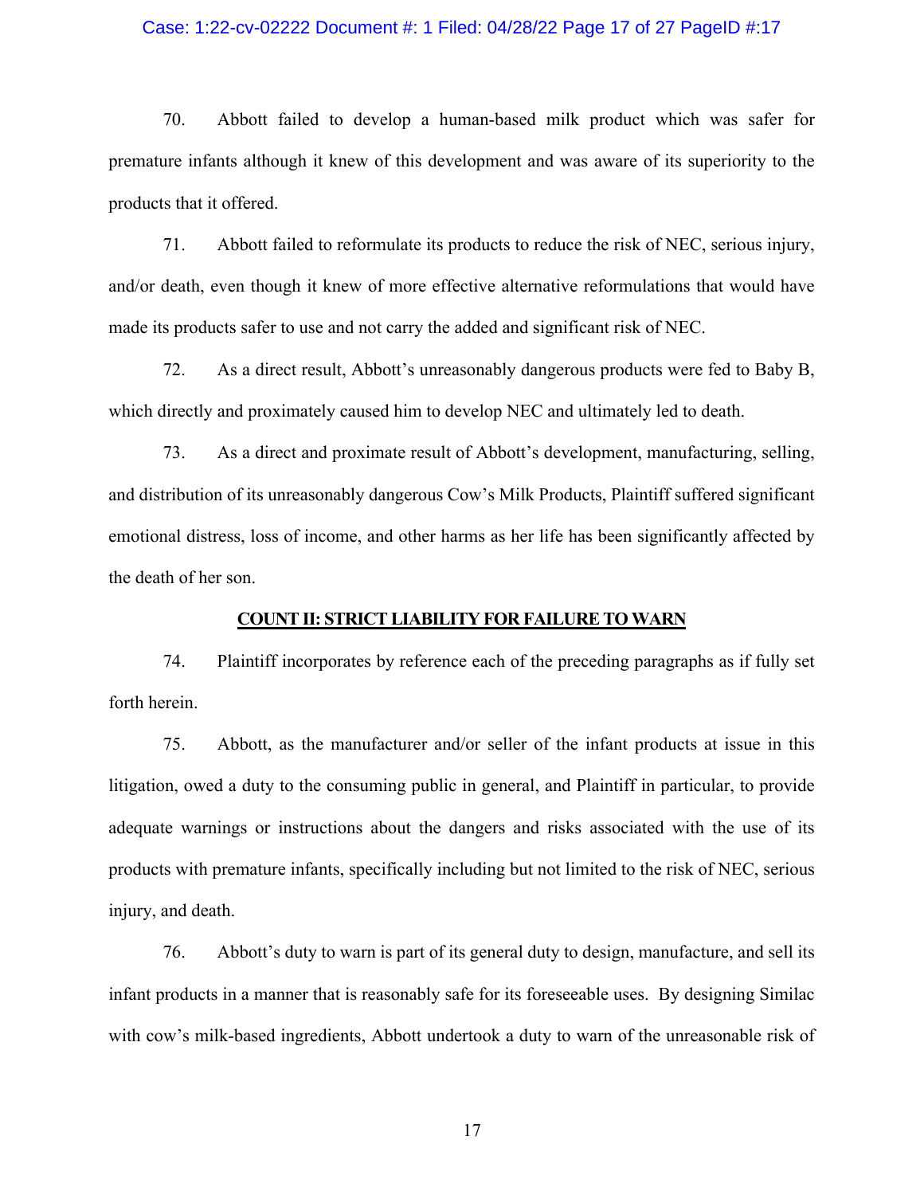70. Abbott failed to develop a human-based milk product which was safer for premature infants although it knew of this development and was aware of its superiority to the products that it offered.

71. Abbott failed to reformulate its products to reduce the risk of NEC, serious injury, and/or death, even though it knew of more effective alternative reformulations that would have made its products safer to use and not carry the added and significant risk of NEC.

72. As a direct result, Abbott's unreasonably dangerous products were fed to Baby B, which directly and proximately caused him to develop NEC and ultimately led to death.

73. As a direct and proximate result of Abbott's development, manufacturing, selling, and distribution of its unreasonably dangerous Cow's Milk Products, Plaintiff suffered significant emotional distress, loss of income, and other harms as her life has been significantly affected by the death of her son.

## COUNT II: STRICT LIABILITY FOR FAILURE TO WARN

74. Plaintiff incorporates by reference each of the preceding paragraphs as if fully set forth herein.

75. Abbott, as the manufacturer and/or seller of the infant products at issue in this litigation, owed a duty to the consuming public in general, and Plaintiff in particular, to provide adequate warnings or instructions about the dangers and risks associated with the use of its products with premature infants, specifically including but not limited to the risk of NEC, serious injury, and death.

76. Abbott's duty to warn is part of its general duty to design, manufacture, and sell its infant products in a manner that is reasonably safe for its foreseeable uses. By designing Similac with cow's milk-based ingredients, Abbott undertook a duty to warn of the unreasonable risk of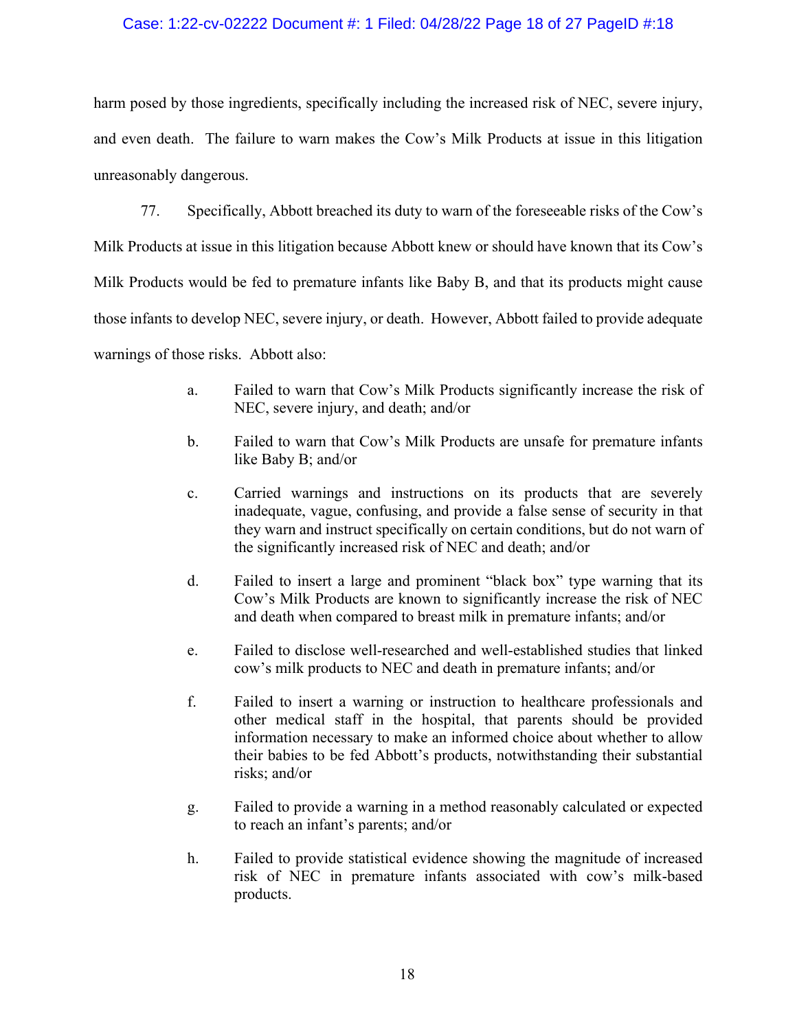harm posed by those ingredients, specifically including the increased risk of NEC, severe injury, and even death. The failure to warn makes the Cow's Milk Products at issue in this litigation unreasonably dangerous.

77. Specifically, Abbott breached its duty to warn of the foreseeable risks of the Cow's Milk Products at issue in this litigation because Abbott knew or should have known that its Cow's Milk Products would be fed to premature infants like Baby B, and that its products might cause those infants to develop NEC, severe injury, or death. However, Abbott failed to provide adequate warnings of those risks. Abbott also:

- a. Failed to warn that Cow's Milk Products significantly increase the risk of NEC, severe injury, and death; and/or
- b. Failed to warn that Cow's Milk Products are unsafe for premature infants like Baby B; and/or
- c. Carried warnings and instructions on its products that are severely inadequate, vague, confusing, and provide a false sense of security in that they warn and instruct specifically on certain conditions, but do not warn of the significantly increased risk of NEC and death; and/or
- d. Failed to insert a large and prominent "black box" type warning that its Cow's Milk Products are known to significantly increase the risk of NEC and death when compared to breast milk in premature infants; and/or
- e. Failed to disclose well-researched and well-established studies that linked cow's milk products to NEC and death in premature infants; and/or
- f. Failed to insert a warning or instruction to healthcare professionals and other medical staff in the hospital, that parents should be provided information necessary to make an informed choice about whether to allow their babies to be fed Abbott's products, notwithstanding their substantial risks; and/or
- g. Failed to provide a warning in a method reasonably calculated or expected to reach an infant's parents; and/or
- h. Failed to provide statistical evidence showing the magnitude of increased risk of NEC in premature infants associated with cow's milk-based products.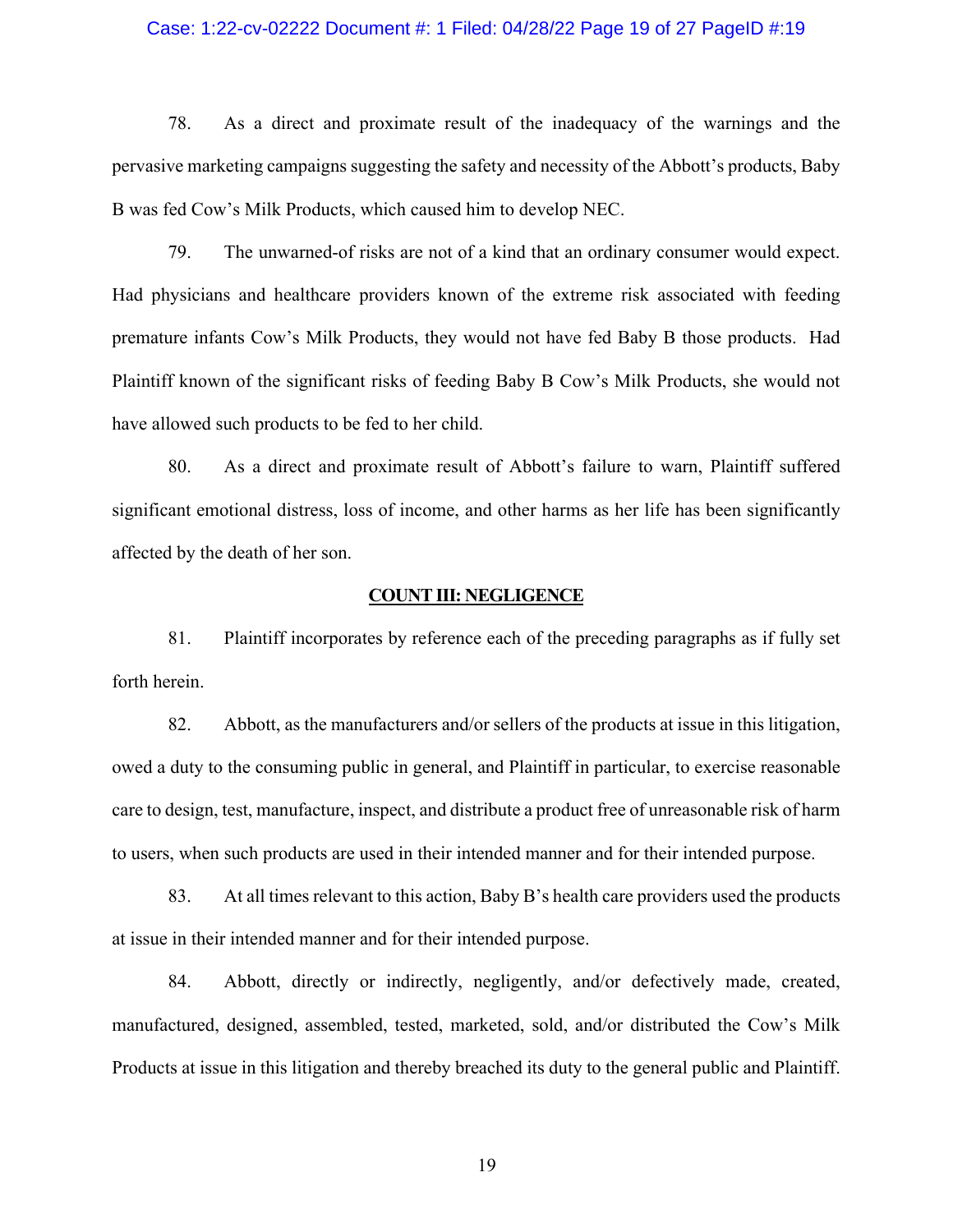78. As a direct and proximate result of the inadequacy of the warnings and the pervasive marketing campaigns suggesting the safety and necessity of the Abbott's products, Baby B was fed Cow's Milk Products, which caused him to develop NEC.

79. The unwarned-of risks are not of a kind that an ordinary consumer would expect. Had physicians and healthcare providers known of the extreme risk associated with feeding premature infants Cow's Milk Products, they would not have fed Baby B those products. Had Plaintiff known of the significant risks of feeding Baby B Cow's Milk Products, she would not have allowed such products to be fed to her child.

80. As a direct and proximate result of Abbott's failure to warn, Plaintiff suffered significant emotional distress, loss of income, and other harms as her life has been significantly affected by the death of her son.

## COUNT III: NEGLIGENCE

81. Plaintiff incorporates by reference each of the preceding paragraphs as if fully set forth herein.

82. Abbott, as the manufacturers and/or sellers of the products at issue in this litigation, owed a duty to the consuming public in general, and Plaintiff in particular, to exercise reasonable care to design, test, manufacture, inspect, and distribute a product free of unreasonable risk of harm to users, when such products are used in their intended manner and for their intended purpose.

83. At all times relevant to this action, Baby B's health care providers used the products at issue in their intended manner and for their intended purpose.

84. Abbott, directly or indirectly, negligently, and/or defectively made, created, manufactured, designed, assembled, tested, marketed, sold, and/or distributed the Cow's Milk Products at issue in this litigation and thereby breached its duty to the general public and Plaintiff.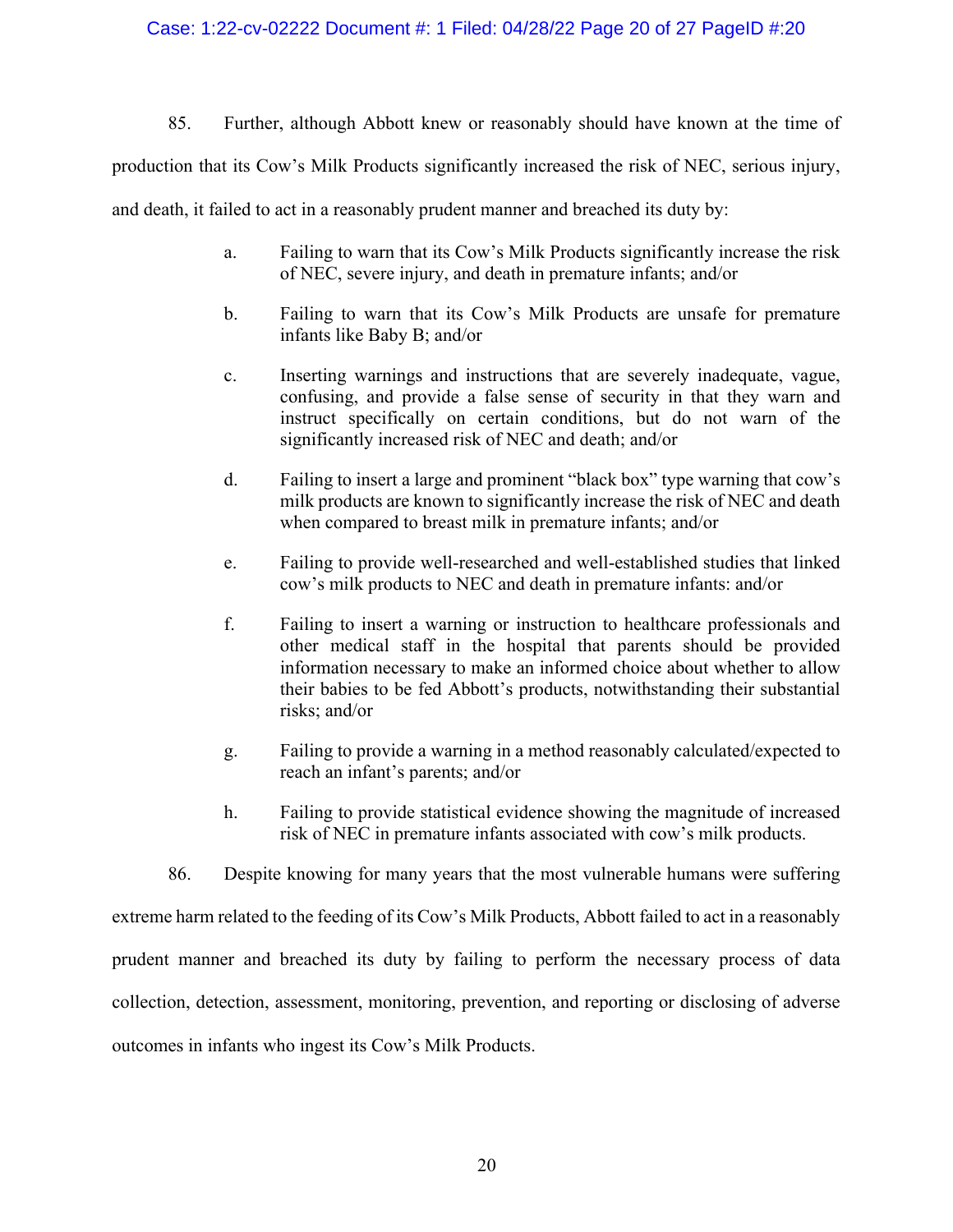85. Further, although Abbott knew or reasonably should have known at the time of production that its Cow's Milk Products significantly increased the risk of NEC, serious injury, and death, it failed to act in a reasonably prudent manner and breached its duty by:

a. Failing to warn that its Cow's Milk Products significantly increase the risk of NEC, severe injury, and death in premature infants; and/or

b. Failing to warn that its Cow's Milk Products are unsafe for premature infants like Baby B; and/or

c. Inserting warnings and instructions that are severely inadequate, vague, confusing, and provide a false sense of security in that they warn and instruct specifically on certain conditions, but do not warn of the significantly increased risk of NEC and death; and/or

d. Failing to insert a large and prominent "black box" type warning that cow's milk products are known to significantly increase the risk of NEC and death when compared to breast milk in premature infants; and/or

e. Failing to provide well-researched and well-established studies that linked cow's milk products to NEC and death in premature infants: and/or

f. Failing to insert a warning or instruction to healthcare professionals and other medical staff in the hospital that parents should be provided information necessary to make an informed choice about whether to allow their babies to be fed Abbott's products, notwithstanding their substantial risks; and/or

g. Failing to provide a warning in a method reasonably calculated/expected to reach an infant's parents; and/or

h. Failing to provide statistical evidence showing the magnitude of increased risk of NEC in premature infants associated with cow's milk products.

86. Despite knowing for many years that the most vulnerable humans were suffering extreme harm related to the feeding of its Cow's Milk Products, Abbott failed to act in a reasonably prudent manner and breached its duty by failing to perform the necessary process of data collection, detection, assessment, monitoring, prevention, and reporting or disclosing of adverse outcomes in infants who ingest its Cow's Milk Products.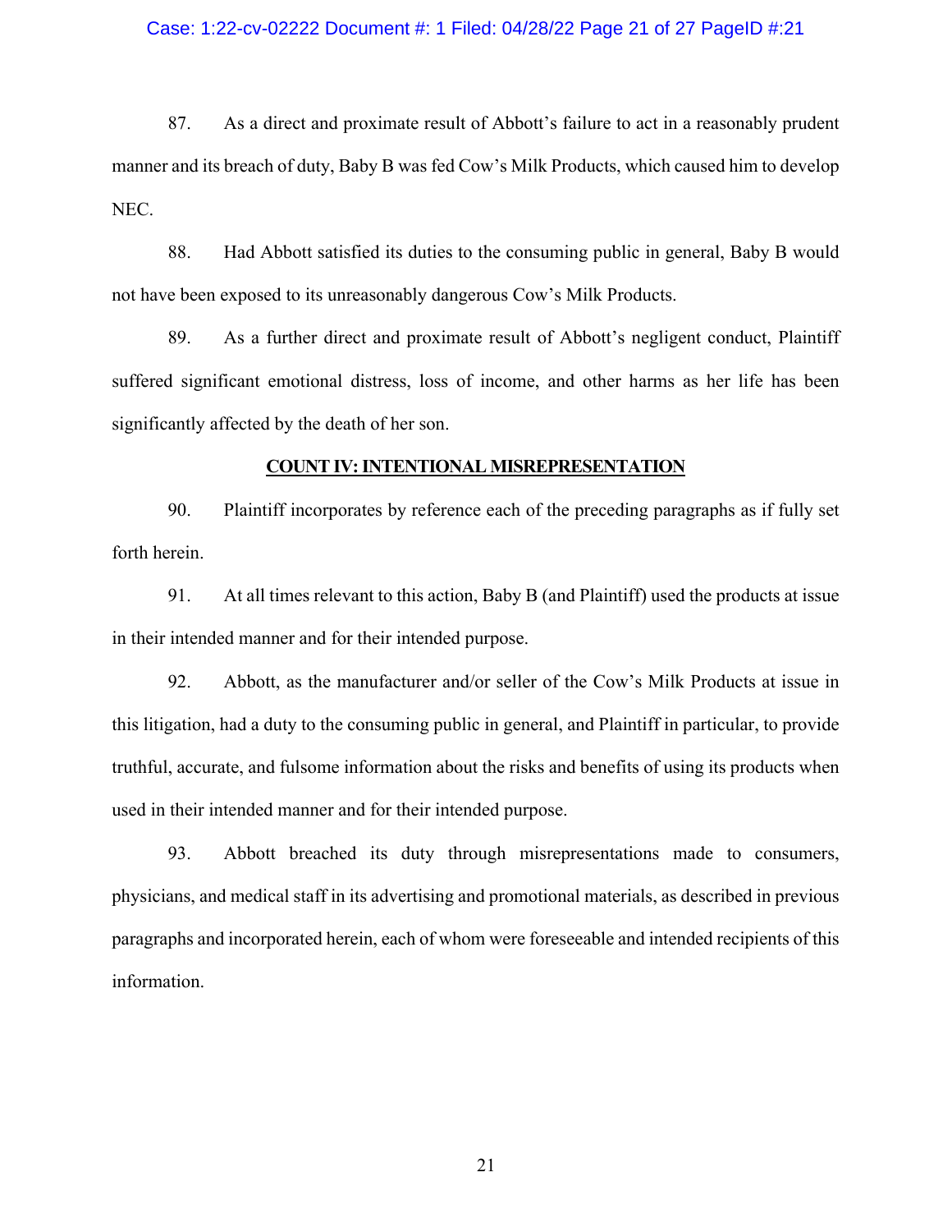87. As a direct and proximate result of Abbott's failure to act in a reasonably prudent manner and its breach of duty, Baby B was fed Cow's Milk Products, which caused him to develop NEC.

88. Had Abbott satisfied its duties to the consuming public in general, Baby B would not have been exposed to its unreasonably dangerous Cow's Milk Products.

89. As a further direct and proximate result of Abbott's negligent conduct, Plaintiff suffered significant emotional distress, loss of income, and other harms as her life has been significantly affected by the death of her son.

## COUNT IV: INTENTIONAL MISREPRESENTATION

90. Plaintiff incorporates by reference each of the preceding paragraphs as if fully set forth herein.

91. At all times relevant to this action, Baby B (and Plaintiff) used the products at issue in their intended manner and for their intended purpose.

92. Abbott, as the manufacturer and/or seller of the Cow's Milk Products at issue in this litigation, had a duty to the consuming public in general, and Plaintiff in particular, to provide truthful, accurate, and fulsome information about the risks and benefits of using its products when used in their intended manner and for their intended purpose.

93. Abbott breached its duty through misrepresentations made to consumers, physicians, and medical staff in its advertising and promotional materials, as described in previous paragraphs and incorporated herein, each of whom were foreseeable and intended recipients of this information.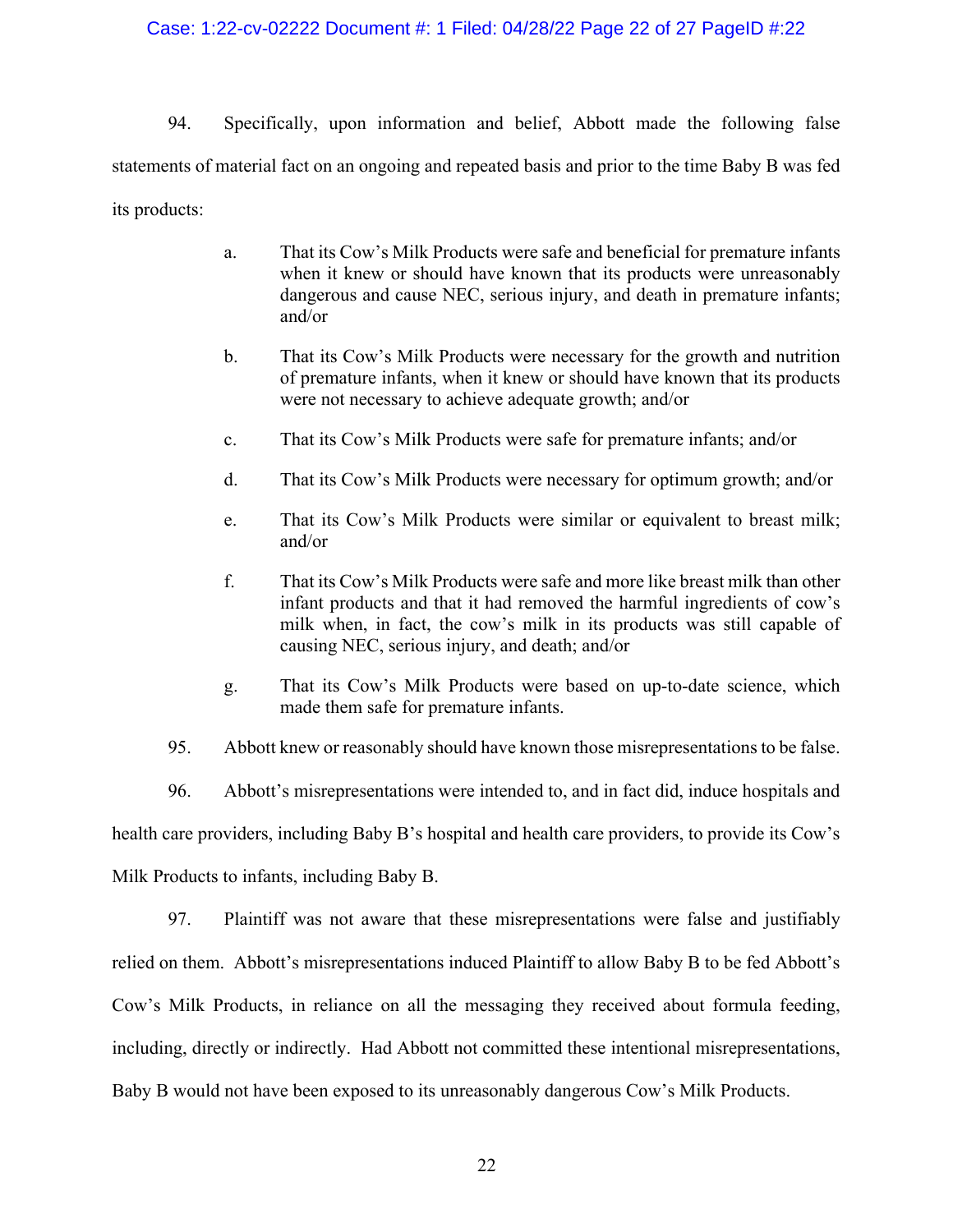94. Specifically, upon information and belief, Abbott made the following false statements of material fact on an ongoing and repeated basis and prior to the time Baby B was fed its products:

> a. That its Cow's Milk Products were safe and beneficial for premature infants when it knew or should have known that its products were unreasonably dangerous and cause NEC, serious injury, and death in premature infants; and/or
>
> b. That its Cow's Milk Products were necessary for the growth and nutrition of premature infants, when it knew or should have known that its products were not necessary to achieve adequate growth; and/or
>
> c. That its Cow's Milk Products were safe for premature infants; and/or
>
> d. That its Cow's Milk Products were necessary for optimum growth; and/or
>
> e. That its Cow's Milk Products were similar or equivalent to breast milk; and/or
>
> f. That its Cow's Milk Products were safe and more like breast milk than other infant products and that it had removed the harmful ingredients of cow's milk when, in fact, the cow's milk in its products was still capable of causing NEC, serious injury, and death; and/or
>
> g. That its Cow's Milk Products were based on up-to-date science, which made them safe for premature infants.

95. Abbott knew or reasonably should have known those misrepresentations to be false.

96. Abbott's misrepresentations were intended to, and in fact did, induce hospitals and health care providers, including Baby B's hospital and health care providers, to provide its Cow's Milk Products to infants, including Baby B.

97. Plaintiff was not aware that these misrepresentations were false and justifiably relied on them. Abbott's misrepresentations induced Plaintiff to allow Baby B to be fed Abbott's Cow's Milk Products, in reliance on all the messaging they received about formula feeding, including, directly or indirectly. Had Abbott not committed these intentional misrepresentations, Baby B would not have been exposed to its unreasonably dangerous Cow's Milk Products.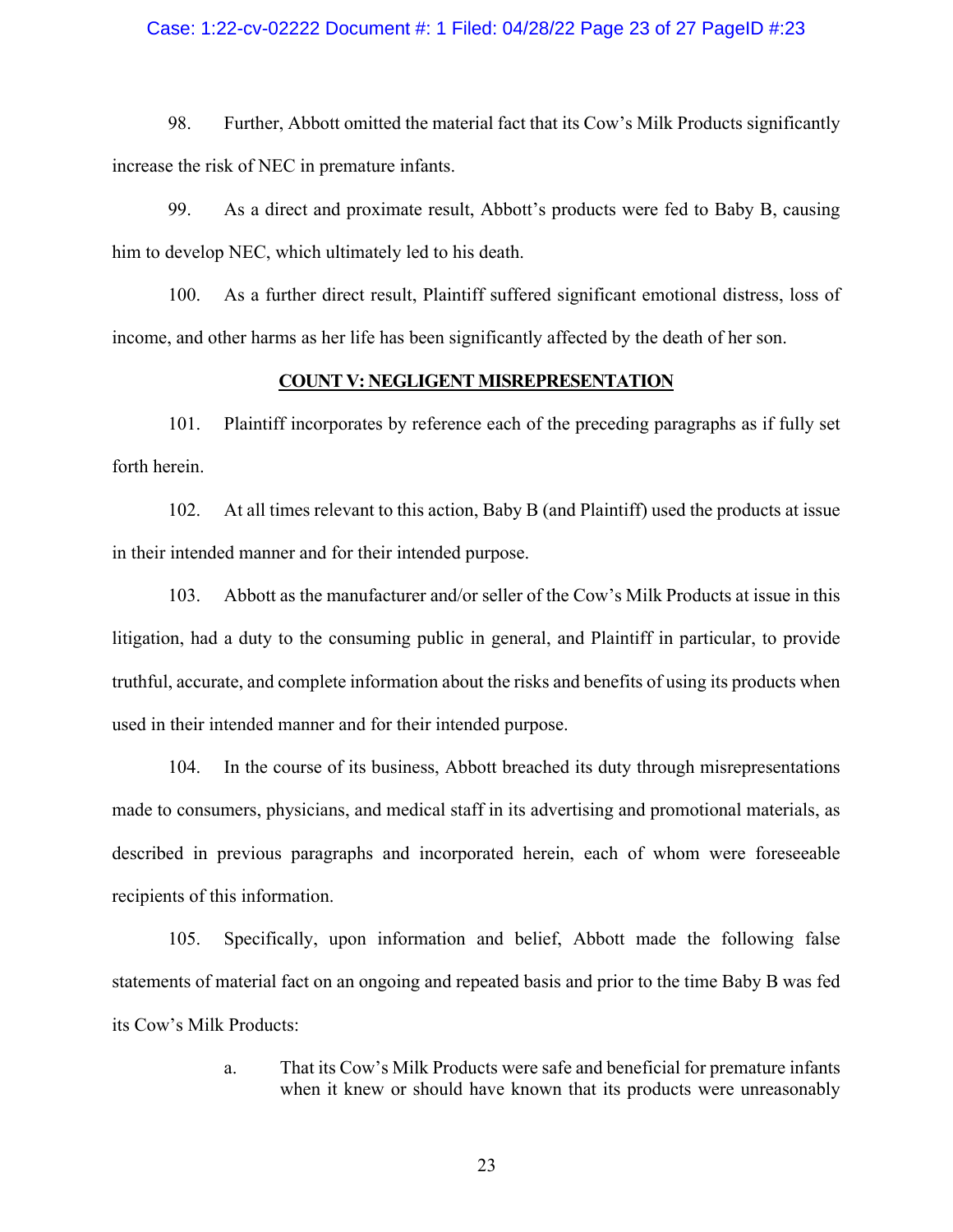98. Further, Abbott omitted the material fact that its Cow's Milk Products significantly increase the risk of NEC in premature infants.

99. As a direct and proximate result, Abbott's products were fed to Baby B, causing him to develop NEC, which ultimately led to his death.

100. As a further direct result, Plaintiff suffered significant emotional distress, loss of income, and other harms as her life has been significantly affected by the death of her son.

## COUNT V: NEGLIGENT MISREPRESENTATION

101. Plaintiff incorporates by reference each of the preceding paragraphs as if fully set forth herein.

102. At all times relevant to this action, Baby B (and Plaintiff) used the products at issue in their intended manner and for their intended purpose.

103. Abbott as the manufacturer and/or seller of the Cow's Milk Products at issue in this litigation, had a duty to the consuming public in general, and Plaintiff in particular, to provide truthful, accurate, and complete information about the risks and benefits of using its products when used in their intended manner and for their intended purpose.

104. In the course of its business, Abbott breached its duty through misrepresentations made to consumers, physicians, and medical staff in its advertising and promotional materials, as described in previous paragraphs and incorporated herein, each of whom were foreseeable recipients of this information.

105. Specifically, upon information and belief, Abbott made the following false statements of material fact on an ongoing and repeated basis and prior to the time Baby B was fed its Cow's Milk Products:

a. That its Cow's Milk Products were safe and beneficial for premature infants when it knew or should have known that its products were unreasonably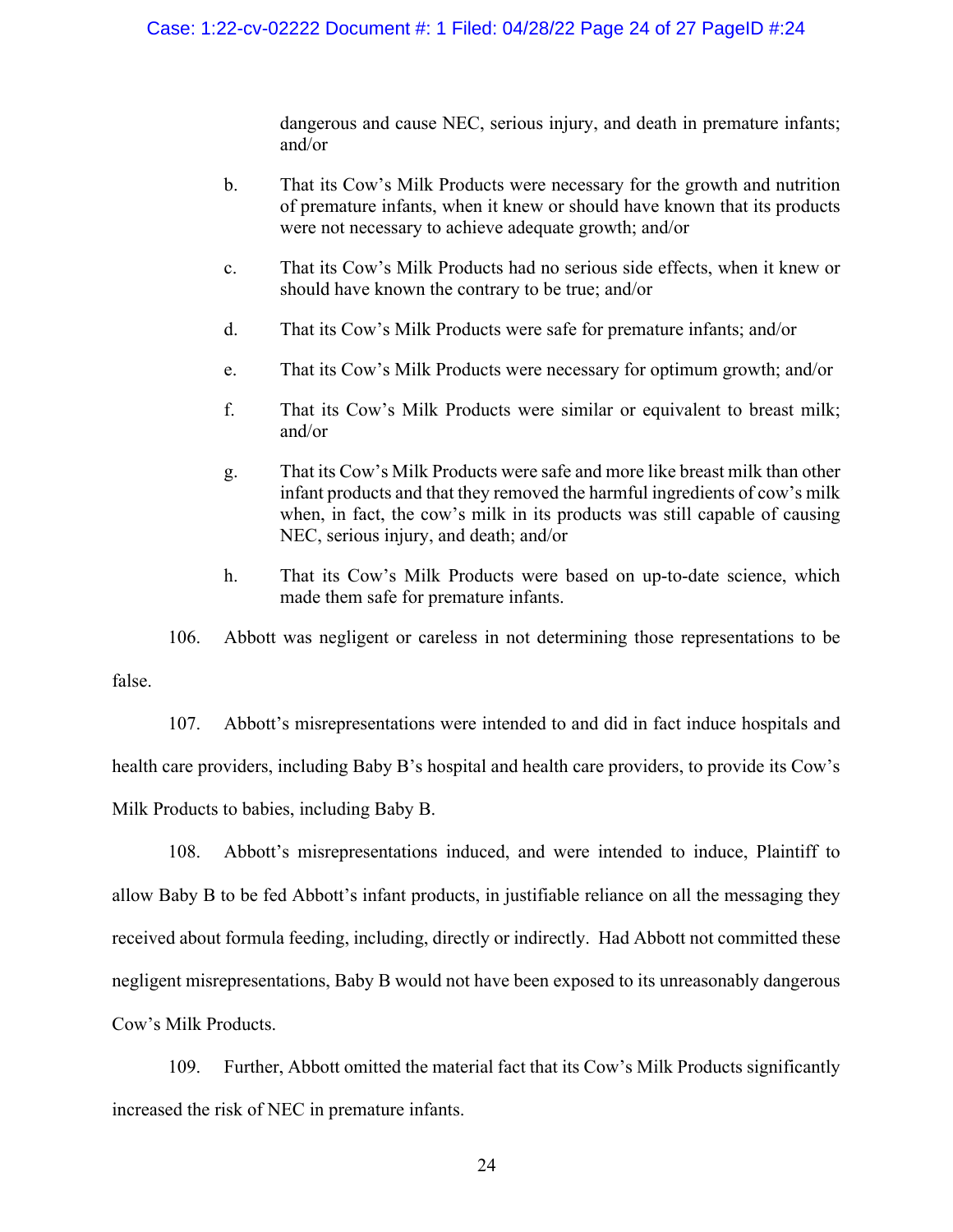dangerous and cause NEC, serious injury, and death in premature infants; and/or

b. That its Cow's Milk Products were necessary for the growth and nutrition of premature infants, when it knew or should have known that its products were not necessary to achieve adequate growth; and/or

c. That its Cow's Milk Products had no serious side effects, when it knew or should have known the contrary to be true; and/or

d. That its Cow's Milk Products were safe for premature infants; and/or

e. That its Cow's Milk Products were necessary for optimum growth; and/or

f. That its Cow's Milk Products were similar or equivalent to breast milk; and/or

g. That its Cow's Milk Products were safe and more like breast milk than other infant products and that they removed the harmful ingredients of cow's milk when, in fact, the cow's milk in its products was still capable of causing NEC, serious injury, and death; and/or

h. That its Cow's Milk Products were based on up-to-date science, which made them safe for premature infants.

106. Abbott was negligent or careless in not determining those representations to be false.

107. Abbott's misrepresentations were intended to and did in fact induce hospitals and health care providers, including Baby B's hospital and health care providers, to provide its Cow's Milk Products to babies, including Baby B.

108. Abbott's misrepresentations induced, and were intended to induce, Plaintiff to allow Baby B to be fed Abbott's infant products, in justifiable reliance on all the messaging they received about formula feeding, including, directly or indirectly. Had Abbott not committed these negligent misrepresentations, Baby B would not have been exposed to its unreasonably dangerous Cow's Milk Products.

109. Further, Abbott omitted the material fact that its Cow's Milk Products significantly increased the risk of NEC in premature infants.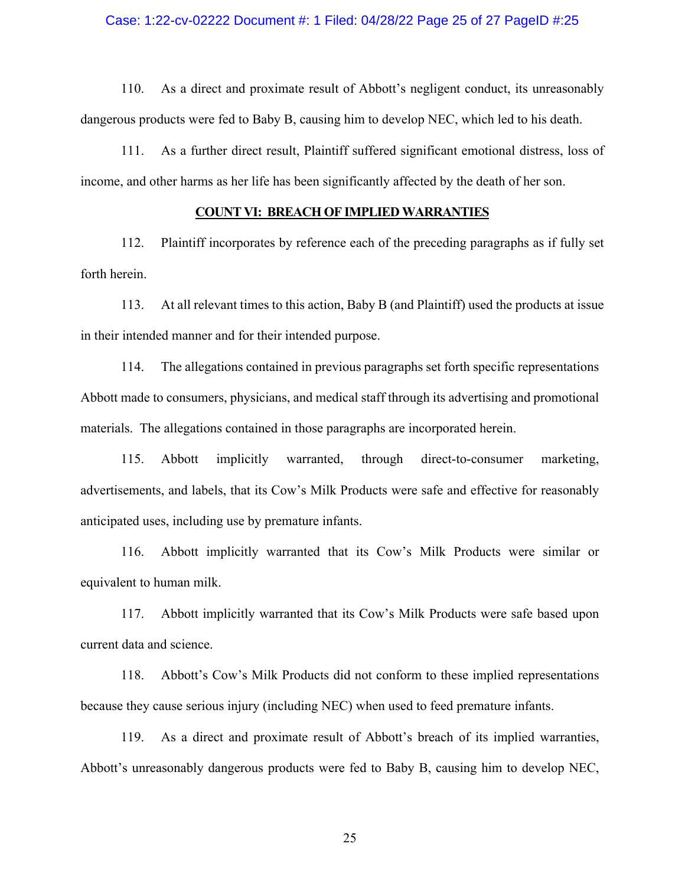110. As a direct and proximate result of Abbott's negligent conduct, its unreasonably dangerous products were fed to Baby B, causing him to develop NEC, which led to his death.

111. As a further direct result, Plaintiff suffered significant emotional distress, loss of income, and other harms as her life has been significantly affected by the death of her son.

## **COUNT VI: BREACH OF IMPLIED WARRANTIES**

112. Plaintiff incorporates by reference each of the preceding paragraphs as if fully set forth herein.

113. At all relevant times to this action, Baby B (and Plaintiff) used the products at issue in their intended manner and for their intended purpose.

114. The allegations contained in previous paragraphs set forth specific representations Abbott made to consumers, physicians, and medical staff through its advertising and promotional materials. The allegations contained in those paragraphs are incorporated herein.

115. Abbott implicitly warranted, through direct-to-consumer marketing, advertisements, and labels, that its Cow's Milk Products were safe and effective for reasonably anticipated uses, including use by premature infants.

116. Abbott implicitly warranted that its Cow's Milk Products were similar or equivalent to human milk.

117. Abbott implicitly warranted that its Cow's Milk Products were safe based upon current data and science.

118. Abbott's Cow's Milk Products did not conform to these implied representations because they cause serious injury (including NEC) when used to feed premature infants.

119. As a direct and proximate result of Abbott's breach of its implied warranties, Abbott's unreasonably dangerous products were fed to Baby B, causing him to develop NEC,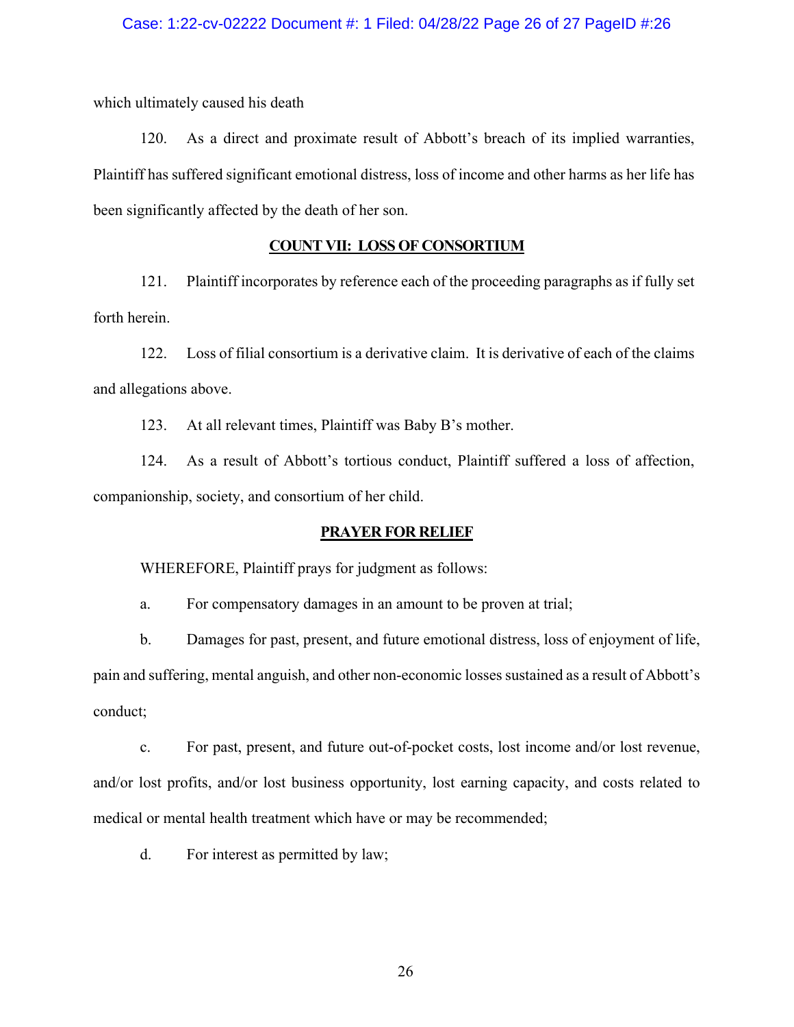which ultimately caused his death

120. As a direct and proximate result of Abbott's breach of its implied warranties, Plaintiff has suffered significant emotional distress, loss of income and other harms as her life has been significantly affected by the death of her son.

## COUNT VII: LOSS OF CONSORTIUM

121. Plaintiff incorporates by reference each of the proceeding paragraphs as if fully set forth herein.

122. Loss of filial consortium is a derivative claim. It is derivative of each of the claims and allegations above.

123. At all relevant times, Plaintiff was Baby B's mother.

124. As a result of Abbott's tortious conduct, Plaintiff suffered a loss of affection, companionship, society, and consortium of her child.

## PRAYER FOR RELIEF

WHEREFORE, Plaintiff prays for judgment as follows:

a. For compensatory damages in an amount to be proven at trial;

b. Damages for past, present, and future emotional distress, loss of enjoyment of life, pain and suffering, mental anguish, and other non-economic losses sustained as a result of Abbott's conduct;

c. For past, present, and future out-of-pocket costs, lost income and/or lost revenue, and/or lost profits, and/or lost business opportunity, lost earning capacity, and costs related to medical or mental health treatment which have or may be recommended;

d. For interest as permitted by law;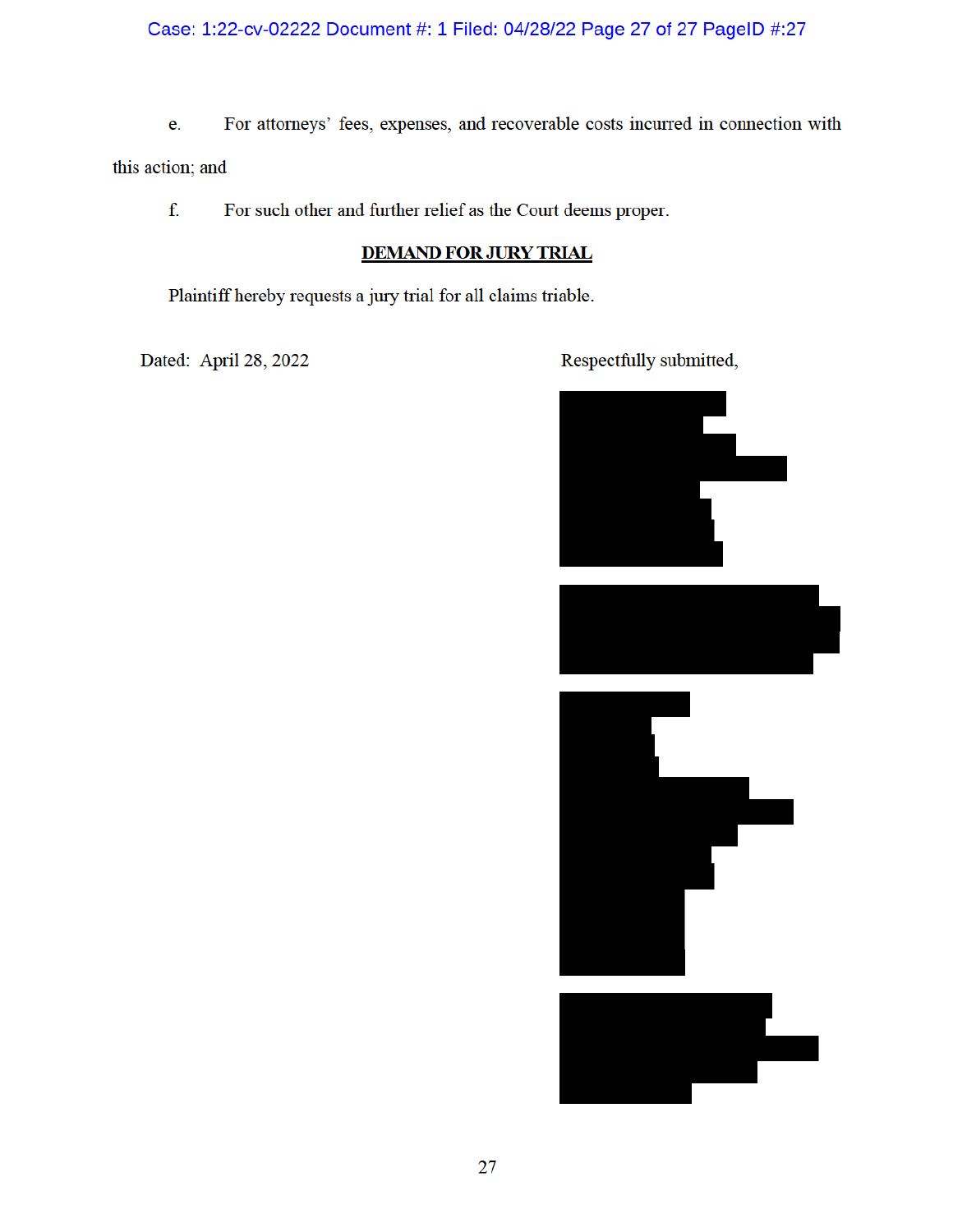e. For attorneys' fees, expenses, and recoverable costs incurred in connection with this action; and

f. For such other and further relief as the Court deems proper.

**DEMAND FOR JURY TRIAL**

Plaintiff hereby requests a jury trial for all claims triable.

Dated: April 28, 2022

Respectfully submitted,